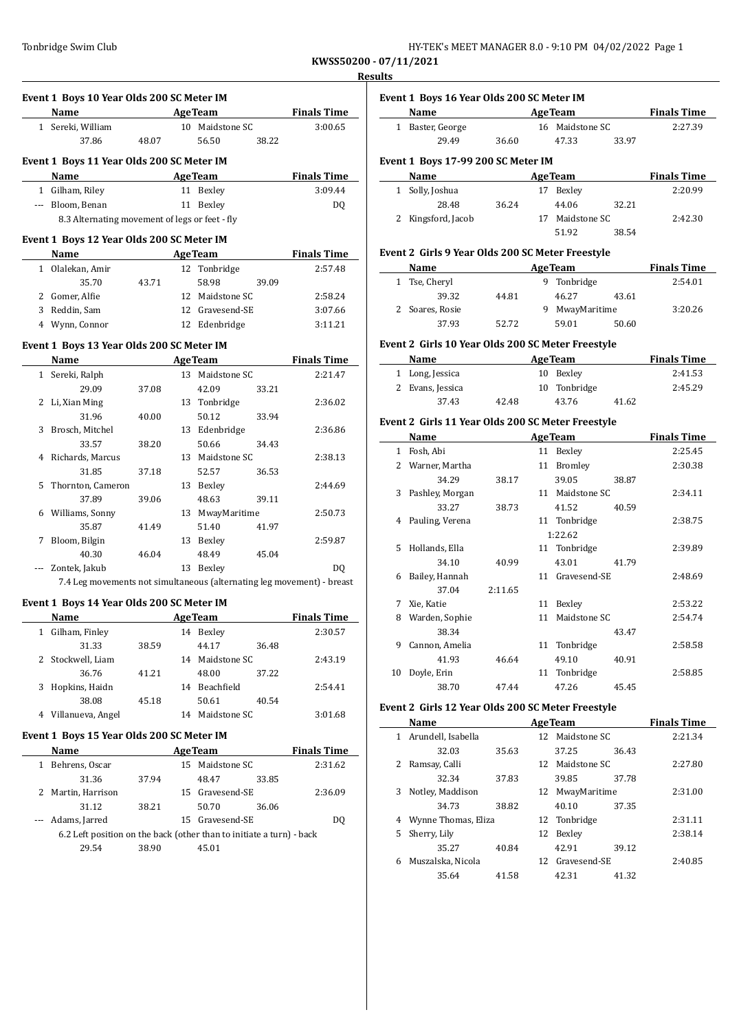Tonbridge Swim Club

KWSS50200 - 07/11/2021

**Results**

### Event 1 Boys 10 Year Olds 200 SC Meter IM

| | Name | Age | Team | Finals Time |
|---|---|---|---|---|
| 1 | Sereki, William | 10 | Maidstone SC | 3:00.65 |
| | 37.86 48.07 56.50 38.22 | | | |

### Event 1 Boys 11 Year Olds 200 SC Meter IM

| | Name | Age | Team | Finals Time |
|---|---|---|---|---|
| 1 | Gilham, Riley | 11 | Bexley | 3:09.44 |
| --- | Bloom, Benan | 11 | Bexley | DQ |
| | 8.3 Alternating movement of legs or feet - fly | | | |

### Event 1 Boys 12 Year Olds 200 SC Meter IM

| | Name | Age | Team | Finals Time |
|---|---|---|---|---|
| 1 | Olalekan, Amir | 12 | Tonbridge | 2:57.48 |
| | 35.70 43.71 58.98 39.09 | | | |
| 2 | Gomer, Alfie | 12 | Maidstone SC | 2:58.24 |
| 3 | Reddin, Sam | 12 | Gravesend-SE | 3:07.66 |
| 4 | Wynn, Connor | 12 | Edenbridge | 3:11.21 |

### Event 1 Boys 13 Year Olds 200 SC Meter IM

| | Name | Age | Team | Finals Time |
|---|---|---|---|---|
| 1 | Sereki, Ralph | 13 | Maidstone SC | 2:21.47 |
| | 29.09 37.08 42.09 33.21 | | | |
| 2 | Li, Xian Ming | 13 | Tonbridge | 2:36.02 |
| | 31.96 40.00 50.12 33.94 | | | |
| 3 | Brosch, Mitchel | 13 | Edenbridge | 2:36.86 |
| | 33.57 38.20 50.66 34.43 | | | |
| 4 | Richards, Marcus | 13 | Maidstone SC | 2:38.13 |
| | 31.85 37.18 52.57 36.53 | | | |
| 5 | Thornton, Cameron | 13 | Bexley | 2:44.69 |
| | 37.89 39.06 48.63 39.11 | | | |
| 6 | Williams, Sonny | 13 | MwayMaritime | 2:50.73 |
| | 35.87 41.49 51.40 41.97 | | | |
| 7 | Bloom, Bilgin | 13 | Bexley | 2:59.87 |
| | 40.30 46.04 48.49 45.04 | | | |
| --- | Zontek, Jakub | 13 | Bexley | DQ |
| | 7.4 Leg movements not simultaneous (alternating leg movement) - breast | | | |

### Event 1 Boys 14 Year Olds 200 SC Meter IM

| | Name | Age | Team | Finals Time |
|---|---|---|---|---|
| 1 | Gilham, Finley | 14 | Bexley | 2:30.57 |
| | 31.33 38.59 44.17 36.48 | | | |
| 2 | Stockwell, Liam | 14 | Maidstone SC | 2:43.19 |
| | 36.76 41.21 48.00 37.22 | | | |
| 3 | Hopkins, Haidn | 14 | Beachfield | 2:54.41 |
| | 38.08 45.18 50.61 40.54 | | | |
| 4 | Villanueva, Angel | 14 | Maidstone SC | 3:01.68 |

### Event 1 Boys 15 Year Olds 200 SC Meter IM

| | Name | Age | Team | Finals Time |
|---|---|---|---|---|
| 1 | Behrens, Oscar | 15 | Maidstone SC | 2:31.62 |
| | 31.36 37.94 48.47 33.85 | | | |
| 2 | Martin, Harrison | 15 | Gravesend-SE | 2:36.09 |
| | 31.12 38.21 50.70 36.06 | | | |
| --- | Adams, Jarred | 15 | Gravesend-SE | DQ |
| | 6.2 Left position on the back (other than to initiate a turn) - back | | | |
| | 29.54 38.90 45.01 | | | |

### Event 1 Boys 16 Year Olds 200 SC Meter IM

| | Name | Age | Team | Finals Time |
|---|---|---|---|---|
| 1 | Baster, George | 16 | Maidstone SC | 2:27.39 |
| | 29.49 36.60 47.33 33.97 | | | |

### Event 1 Boys 17-99 200 SC Meter IM

| | Name | Age | Team | Finals Time |
|---|---|---|---|---|
| 1 | Solly, Joshua | 17 | Bexley | 2:20.99 |
| | 28.48 36.24 44.06 32.21 | | | |
| 2 | Kingsford, Jacob | 17 | Maidstone SC | 2:42.30 |
| | 51.92 38.54 | | | |

### Event 2 Girls 9 Year Olds 200 SC Meter Freestyle

| | Name | Age | Team | Finals Time |
|---|---|---|---|---|
| 1 | Tse, Cheryl | 9 | Tonbridge | 2:54.01 |
| | 39.32 44.81 46.27 43.61 | | | |
| 2 | Soares, Rosie | 9 | MwayMaritime | 3:20.26 |
| | 37.93 52.72 59.01 50.60 | | | |

### Event 2 Girls 10 Year Olds 200 SC Meter Freestyle

| | Name | Age | Team | Finals Time |
|---|---|---|---|---|
| 1 | Long, Jessica | 10 | Bexley | 2:41.53 |
| 2 | Evans, Jessica | 10 | Tonbridge | 2:45.29 |
| | 37.43 42.48 43.76 41.62 | | | |

### Event 2 Girls 11 Year Olds 200 SC Meter Freestyle

| | Name | Age | Team | Finals Time |
|---|---|---|---|---|
| 1 | Fosh, Abi | 11 | Bexley | 2:25.45 |
| 2 | Warner, Martha | 11 | Bromley | 2:30.38 |
| | 34.29 38.17 39.05 38.87 | | | |
| 3 | Pashley, Morgan | 11 | Maidstone SC | 2:34.11 |
| | 33.27 38.73 41.52 40.59 | | | |
| 4 | Pauling, Verena | 11 | Tonbridge | 2:38.75 |
| | 1:22.62 | | | |
| 5 | Hollands, Ella | 11 | Tonbridge | 2:39.89 |
| | 34.10 40.99 43.01 41.79 | | | |
| 6 | Bailey, Hannah | 11 | Gravesend-SE | 2:48.69 |
| | 37.04 2:11.65 | | | |
| 7 | Xie, Katie | 11 | Bexley | 2:53.22 |
| 8 | Warden, Sophie | 11 | Maidstone SC | 2:54.74 |
| | 38.34 43.47 | | | |
| 9 | Cannon, Amelia | 11 | Tonbridge | 2:58.58 |
| | 41.93 46.64 49.10 40.91 | | | |
| 10 | Doyle, Erin | 11 | Tonbridge | 2:58.85 |
| | 38.70 47.44 47.26 45.45 | | | |

### Event 2 Girls 12 Year Olds 200 SC Meter Freestyle

| | Name | Age | Team | Finals Time |
|---|---|---|---|---|
| 1 | Arundell, Isabella | 12 | Maidstone SC | 2:21.34 |
| | 32.03 35.63 37.25 36.43 | | | |
| 2 | Ramsay, Calli | 12 | Maidstone SC | 2:27.80 |
| | 32.34 37.83 39.85 37.78 | | | |
| 3 | Notley, Maddison | 12 | MwayMaritime | 2:31.00 |
| | 34.73 38.82 40.10 37.35 | | | |
| 4 | Wynne Thomas, Eliza | 12 | Tonbridge | 2:31.11 |
| 5 | Sherry, Lily | 12 | Bexley | 2:38.14 |
| | 35.27 40.84 42.91 39.12 | | | |
| 6 | Muszalska, Nicola | 12 | Gravesend-SE | 2:40.85 |
| | 35.64 41.58 42.31 41.32 | | | |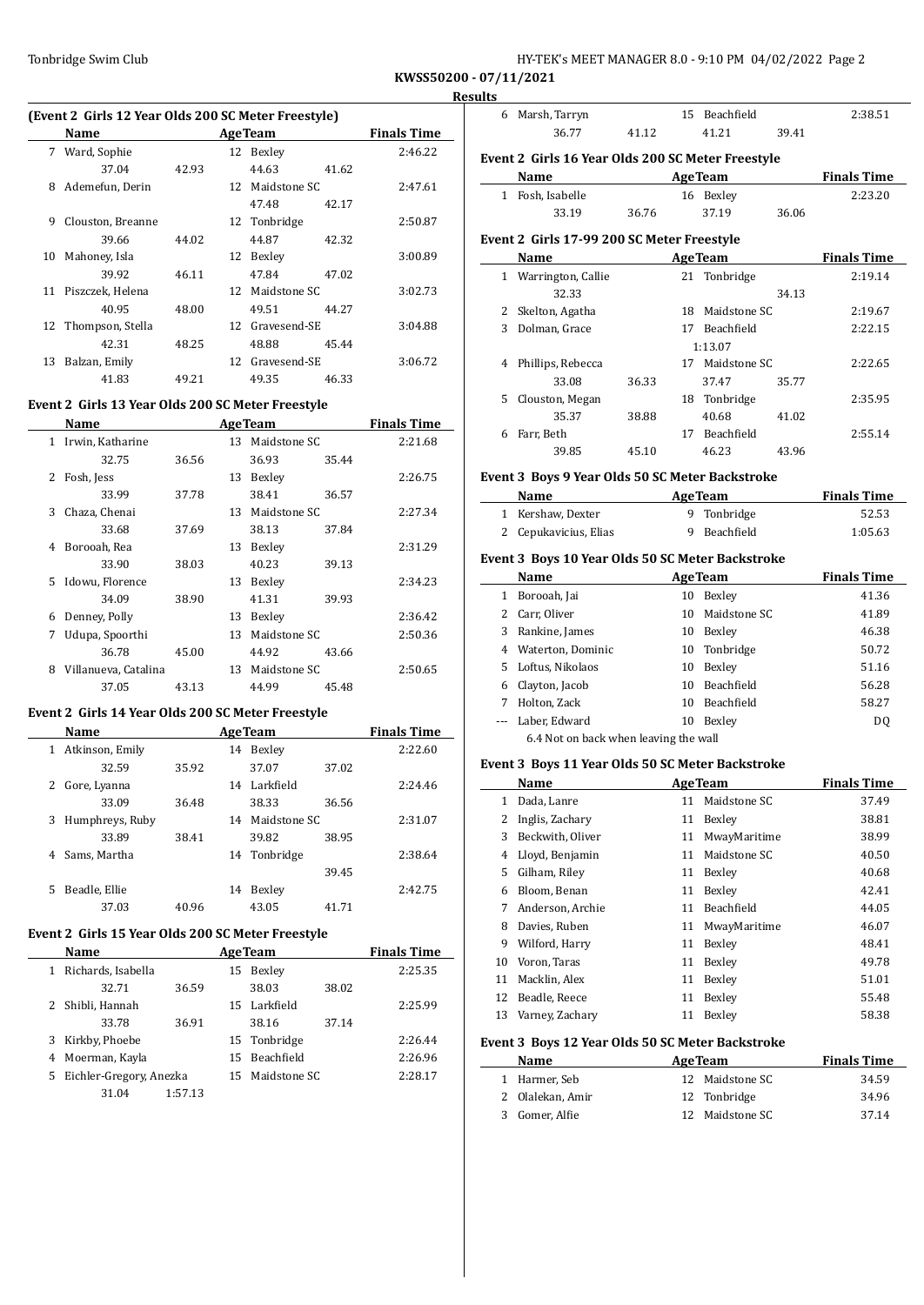**KWSS50200 - 07/11/2021**

**Results**

### (Event 2 Girls 12 Year Olds 200 SC Meter Freestyle)

| | Name | Age | Team | Finals Time |
|---|---|---|---|---|
| 7 | Ward, Sophie | 12 | Bexley | 2:46.22 |
| | 37.04 42.93 | | 44.63 41.62 | |
| 8 | Ademefun, Derin | 12 | Maidstone SC | 2:47.61 |
| | | | 47.48 42.17 | |
| 9 | Clouston, Breanne | 12 | Tonbridge | 2:50.87 |
| | 39.66 44.02 | | 44.87 42.32 | |
| 10 | Mahoney, Isla | 12 | Bexley | 3:00.89 |
| | 39.92 46.11 | | 47.84 47.02 | |
| 11 | Piszczek, Helena | 12 | Maidstone SC | 3:02.73 |
| | 40.95 48.00 | | 49.51 44.27 | |
| 12 | Thompson, Stella | 12 | Gravesend-SE | 3:04.88 |
| | 42.31 48.25 | | 48.88 45.44 | |
| 13 | Balzan, Emily | 12 | Gravesend-SE | 3:06.72 |
| | 41.83 49.21 | | 49.35 46.33 | |

### Event 2 Girls 13 Year Olds 200 SC Meter Freestyle

| | Name | Age | Team | Finals Time |
|---|---|---|---|---|
| 1 | Irwin, Katharine | 13 | Maidstone SC | 2:21.68 |
| | 32.75 36.56 | | 36.93 35.44 | |
| 2 | Fosh, Jess | 13 | Bexley | 2:26.75 |
| | 33.99 37.78 | | 38.41 36.57 | |
| 3 | Chaza, Chenai | 13 | Maidstone SC | 2:27.34 |
| | 33.68 37.69 | | 38.13 37.84 | |
| 4 | Borooah, Rea | 13 | Bexley | 2:31.29 |
| | 33.90 38.03 | | 40.23 39.13 | |
| 5 | Idowu, Florence | 13 | Bexley | 2:34.23 |
| | 34.09 38.90 | | 41.31 39.93 | |
| 6 | Denney, Polly | 13 | Bexley | 2:36.42 |
| 7 | Udupa, Spoorthi | 13 | Maidstone SC | 2:50.36 |
| | 36.78 45.00 | | 44.92 43.66 | |
| 8 | Villanueva, Catalina | 13 | Maidstone SC | 2:50.65 |
| | 37.05 43.13 | | 44.99 45.48 | |

### Event 2 Girls 14 Year Olds 200 SC Meter Freestyle

| | Name | Age | Team | Finals Time |
|---|---|---|---|---|
| 1 | Atkinson, Emily | 14 | Bexley | 2:22.60 |
| | 32.59 35.92 | | 37.07 37.02 | |
| 2 | Gore, Lyanna | 14 | Larkfield | 2:24.46 |
| | 33.09 36.48 | | 38.33 36.56 | |
| 3 | Humphreys, Ruby | 14 | Maidstone SC | 2:31.07 |
| | 33.89 38.41 | | 39.82 38.95 | |
| 4 | Sams, Martha | 14 | Tonbridge | 2:38.64 |
| | | | 39.45 | |
| 5 | Beadle, Ellie | 14 | Bexley | 2:42.75 |
| | 37.03 40.96 | | 43.05 41.71 | |

### Event 2 Girls 15 Year Olds 200 SC Meter Freestyle

| | Name | Age | Team | Finals Time |
|---|---|---|---|---|
| 1 | Richards, Isabella | 15 | Bexley | 2:25.35 |
| | 32.71 36.59 | | 38.03 38.02 | |
| 2 | Shibli, Hannah | 15 | Larkfield | 2:25.99 |
| | 33.78 36.91 | | 38.16 37.14 | |
| 3 | Kirkby, Phoebe | 15 | Tonbridge | 2:26.44 |
| 4 | Moerman, Kayla | 15 | Beachfield | 2:26.96 |
| 5 | Eichler-Gregory, Anezka | 15 | Maidstone SC | 2:28.17 |
| | 31.04 1:57.13 | | | |
| 6 | Marsh, Tarryn | 15 | Beachfield | 2:38.51 |
| | 36.77 41.12 | | 41.21 39.41 | |

### Event 2 Girls 16 Year Olds 200 SC Meter Freestyle

| | Name | Age | Team | Finals Time |
|---|---|---|---|---|
| 1 | Fosh, Isabelle | 16 | Bexley | 2:23.20 |
| | 33.19 36.76 | | 37.19 36.06 | |

### Event 2 Girls 17-99 200 SC Meter Freestyle

| | Name | Age | Team | Finals Time |
|---|---|---|---|---|
| 1 | Warrington, Callie | 21 | Tonbridge | 2:19.14 |
| | 32.33 | | 34.13 | |
| 2 | Skelton, Agatha | 18 | Maidstone SC | 2:19.67 |
| 3 | Dolman, Grace | 17 | Beachfield | 2:22.15 |
| | | | 1:13.07 | |
| 4 | Phillips, Rebecca | 17 | Maidstone SC | 2:22.65 |
| | 33.08 36.33 | | 37.47 35.77 | |
| 5 | Clouston, Megan | 18 | Tonbridge | 2:35.95 |
| | 35.37 38.88 | | 40.68 41.02 | |
| 6 | Farr, Beth | 17 | Beachfield | 2:55.14 |
| | 39.85 45.10 | | 46.23 43.96 | |

### Event 3 Boys 9 Year Olds 50 SC Meter Backstroke

| | Name | Age | Team | Finals Time |
|---|---|---|---|---|
| 1 | Kershaw, Dexter | 9 | Tonbridge | 52.53 |
| 2 | Cepukavicius, Elias | 9 | Beachfield | 1:05.63 |

### Event 3 Boys 10 Year Olds 50 SC Meter Backstroke

| | Name | Age | Team | Finals Time |
|---|---|---|---|---|
| 1 | Borooah, Jai | 10 | Bexley | 41.36 |
| 2 | Carr, Oliver | 10 | Maidstone SC | 41.89 |
| 3 | Rankine, James | 10 | Bexley | 46.38 |
| 4 | Waterton, Dominic | 10 | Tonbridge | 50.72 |
| 5 | Loftus, Nikolaos | 10 | Bexley | 51.16 |
| 6 | Clayton, Jacob | 10 | Beachfield | 56.28 |
| 7 | Holton, Zack | 10 | Beachfield | 58.27 |
| --- | Laber, Edward | 10 | Bexley | DQ |
| | 6.4 Not on back when leaving the wall | | | |

### Event 3 Boys 11 Year Olds 50 SC Meter Backstroke

| | Name | Age | Team | Finals Time |
|---|---|---|---|---|
| 1 | Dada, Lanre | 11 | Maidstone SC | 37.49 |
| 2 | Inglis, Zachary | 11 | Bexley | 38.81 |
| 3 | Beckwith, Oliver | 11 | MwayMaritime | 38.99 |
| 4 | Lloyd, Benjamin | 11 | Maidstone SC | 40.50 |
| 5 | Gilham, Riley | 11 | Bexley | 40.68 |
| 6 | Bloom, Benan | 11 | Bexley | 42.41 |
| 7 | Anderson, Archie | 11 | Beachfield | 44.05 |
| 8 | Davies, Ruben | 11 | MwayMaritime | 46.07 |
| 9 | Wilford, Harry | 11 | Bexley | 48.41 |
| 10 | Voron, Taras | 11 | Bexley | 49.78 |
| 11 | Macklin, Alex | 11 | Bexley | 51.01 |
| 12 | Beadle, Reece | 11 | Bexley | 55.48 |
| 13 | Varney, Zachary | 11 | Bexley | 58.38 |

### Event 3 Boys 12 Year Olds 50 SC Meter Backstroke

| | Name | Age | Team | Finals Time |
|---|---|---|---|---|
| 1 | Harmer, Seb | 12 | Maidstone SC | 34.59 |
| 2 | Olalekan, Amir | 12 | Tonbridge | 34.96 |
| 3 | Gomer, Alfie | 12 | Maidstone SC | 37.14 |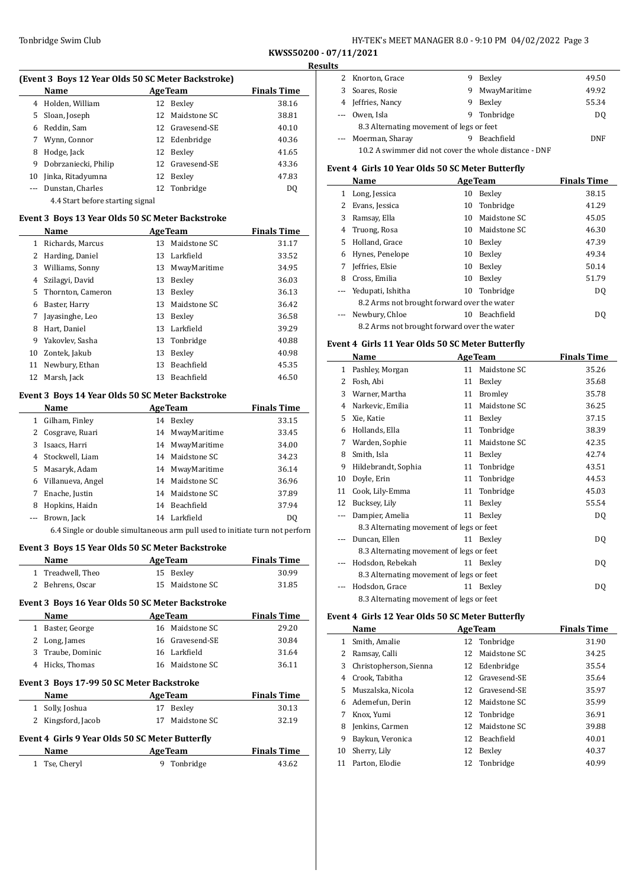**Results**

### (Event 3 Boys 12 Year Olds 50 SC Meter Backstroke)

| | Name | Age | Team | Finals Time |
|---|---|---|---|---|
| 4 | Holden, William | 12 | Bexley | 38.16 |
| 5 | Sloan, Joseph | 12 | Maidstone SC | 38.81 |
| 6 | Reddin, Sam | 12 | Gravesend-SE | 40.10 |
| 7 | Wynn, Connor | 12 | Edenbridge | 40.36 |
| 8 | Hodge, Jack | 12 | Bexley | 41.65 |
| 9 | Dobrzaniecki, Philip | 12 | Gravesend-SE | 43.36 |
| 10 | Jinka, Ritadyumna | 12 | Bexley | 47.83 |
| --- | Dunstan, Charles | 12 | Tonbridge | DQ |
| | 4.4 Start before starting signal | | | |

### Event 3 Boys 13 Year Olds 50 SC Meter Backstroke

| | Name | Age | Team | Finals Time |
|---|---|---|---|---|
| 1 | Richards, Marcus | 13 | Maidstone SC | 31.17 |
| 2 | Harding, Daniel | 13 | Larkfield | 33.52 |
| 3 | Williams, Sonny | 13 | MwayMaritime | 34.95 |
| 4 | Szilagyi, David | 13 | Bexley | 36.03 |
| 5 | Thornton, Cameron | 13 | Bexley | 36.13 |
| 6 | Baster, Harry | 13 | Maidstone SC | 36.42 |
| 7 | Jayasinghe, Leo | 13 | Bexley | 36.58 |
| 8 | Hart, Daniel | 13 | Larkfield | 39.29 |
| 9 | Yakovlev, Sasha | 13 | Tonbridge | 40.88 |
| 10 | Zontek, Jakub | 13 | Bexley | 40.98 |
| 11 | Newbury, Ethan | 13 | Beachfield | 45.35 |
| 12 | Marsh, Jack | 13 | Beachfield | 46.50 |

### Event 3 Boys 14 Year Olds 50 SC Meter Backstroke

| | Name | Age | Team | Finals Time |
|---|---|---|---|---|
| 1 | Gilham, Finley | 14 | Bexley | 33.15 |
| 2 | Cosgrave, Ruari | 14 | MwayMaritime | 33.45 |
| 3 | Isaacs, Harri | 14 | MwayMaritime | 34.00 |
| 4 | Stockwell, Liam | 14 | Maidstone SC | 34.23 |
| 5 | Masaryk, Adam | 14 | MwayMaritime | 36.14 |
| 6 | Villanueva, Angel | 14 | Maidstone SC | 36.96 |
| 7 | Enache, Justin | 14 | Maidstone SC | 37.89 |
| 8 | Hopkins, Haidn | 14 | Beachfield | 37.94 |
| --- | Brown, Jack | 14 | Larkfield | DQ |
| | 6.4 Single or double simultaneous arm pull used to initiate turn not perforn | | | |

### Event 3 Boys 15 Year Olds 50 SC Meter Backstroke

| | Name | Age | Team | Finals Time |
|---|---|---|---|---|
| 1 | Treadwell, Theo | 15 | Bexley | 30.99 |
| 2 | Behrens, Oscar | 15 | Maidstone SC | 31.85 |

### Event 3 Boys 16 Year Olds 50 SC Meter Backstroke

| | Name | Age | Team | Finals Time |
|---|---|---|---|---|
| 1 | Baster, George | 16 | Maidstone SC | 29.20 |
| 2 | Long, James | 16 | Gravesend-SE | 30.84 |
| 3 | Traube, Dominic | 16 | Larkfield | 31.64 |
| 4 | Hicks, Thomas | 16 | Maidstone SC | 36.11 |

### Event 3 Boys 17-99 50 SC Meter Backstroke

| | Name | Age | Team | Finals Time |
|---|---|---|---|---|
| 1 | Solly, Joshua | 17 | Bexley | 30.13 |
| 2 | Kingsford, Jacob | 17 | Maidstone SC | 32.19 |

### Event 4 Girls 9 Year Olds 50 SC Meter Butterfly

| | Name | Age | Team | Finals Time |
|---|---|---|---|---|
| 1 | Tse, Cheryl | 9 | Tonbridge | 43.62 |
| 2 | Knorton, Grace | 9 | Bexley | 49.50 |
| 3 | Soares, Rosie | 9 | MwayMaritime | 49.92 |
| 4 | Jeffries, Nancy | 9 | Bexley | 55.34 |
| --- | Owen, Isla | 9 | Tonbridge | DQ |
| | 8.3 Alternating movement of legs or feet | | | |
| --- | Moerman, Sharay | 9 | Beachfield | DNF |
| | 10.2 A swimmer did not cover the whole distance - DNF | | | |

### Event 4 Girls 10 Year Olds 50 SC Meter Butterfly

| | Name | Age | Team | Finals Time |
|---|---|---|---|---|
| 1 | Long, Jessica | 10 | Bexley | 38.15 |
| 2 | Evans, Jessica | 10 | Tonbridge | 41.29 |
| 3 | Ramsay, Ella | 10 | Maidstone SC | 45.05 |
| 4 | Truong, Rosa | 10 | Maidstone SC | 46.30 |
| 5 | Holland, Grace | 10 | Bexley | 47.39 |
| 6 | Hynes, Penelope | 10 | Bexley | 49.34 |
| 7 | Jeffries, Elsie | 10 | Bexley | 50.14 |
| 8 | Cross, Emilia | 10 | Bexley | 51.79 |
| --- | Yedupati, Ishitha | 10 | Tonbridge | DQ |
| | 8.2 Arms not brought forward over the water | | | |
| --- | Newbury, Chloe | 10 | Beachfield | DQ |
| | 8.2 Arms not brought forward over the water | | | |

### Event 4 Girls 11 Year Olds 50 SC Meter Butterfly

| | Name | Age | Team | Finals Time |
|---|---|---|---|---|
| 1 | Pashley, Morgan | 11 | Maidstone SC | 35.26 |
| 2 | Fosh, Abi | 11 | Bexley | 35.68 |
| 3 | Warner, Martha | 11 | Bromley | 35.78 |
| 4 | Narkevic, Emilia | 11 | Maidstone SC | 36.25 |
| 5 | Xie, Katie | 11 | Bexley | 37.15 |
| 6 | Hollands, Ella | 11 | Tonbridge | 38.39 |
| 7 | Warden, Sophie | 11 | Maidstone SC | 42.35 |
| 8 | Smith, Isla | 11 | Bexley | 42.74 |
| 9 | Hildebrandt, Sophia | 11 | Tonbridge | 43.51 |
| 10 | Doyle, Erin | 11 | Tonbridge | 44.53 |
| 11 | Cook, Lily-Emma | 11 | Tonbridge | 45.03 |
| 12 | Bucksey, Lily | 11 | Bexley | 55.54 |
| --- | Dampier, Amelia | 11 | Bexley | DQ |
| | 8.3 Alternating movement of legs or feet | | | |
| --- | Duncan, Ellen | 11 | Bexley | DQ |
| | 8.3 Alternating movement of legs or feet | | | |
| --- | Hodsdon, Rebekah | 11 | Bexley | DQ |
| | 8.3 Alternating movement of legs or feet | | | |
| --- | Hodsdon, Grace | 11 | Bexley | DQ |
| | 8.3 Alternating movement of legs or feet | | | |

### Event 4 Girls 12 Year Olds 50 SC Meter Butterfly

| | Name | Age | Team | Finals Time |
|---|---|---|---|---|
| 1 | Smith, Amalie | 12 | Tonbridge | 31.90 |
| 2 | Ramsay, Calli | 12 | Maidstone SC | 34.25 |
| 3 | Christopherson, Sienna | 12 | Edenbridge | 35.54 |
| 4 | Crook, Tabitha | 12 | Gravesend-SE | 35.64 |
| 5 | Muszalska, Nicola | 12 | Gravesend-SE | 35.97 |
| 6 | Ademefun, Derin | 12 | Maidstone SC | 35.99 |
| 7 | Knox, Yumi | 12 | Tonbridge | 36.91 |
| 8 | Jenkins, Carmen | 12 | Maidstone SC | 39.88 |
| 9 | Baykun, Veronica | 12 | Beachfield | 40.01 |
| 10 | Sherry, Lily | 12 | Bexley | 40.37 |
| 11 | Parton, Elodie | 12 | Tonbridge | 40.99 |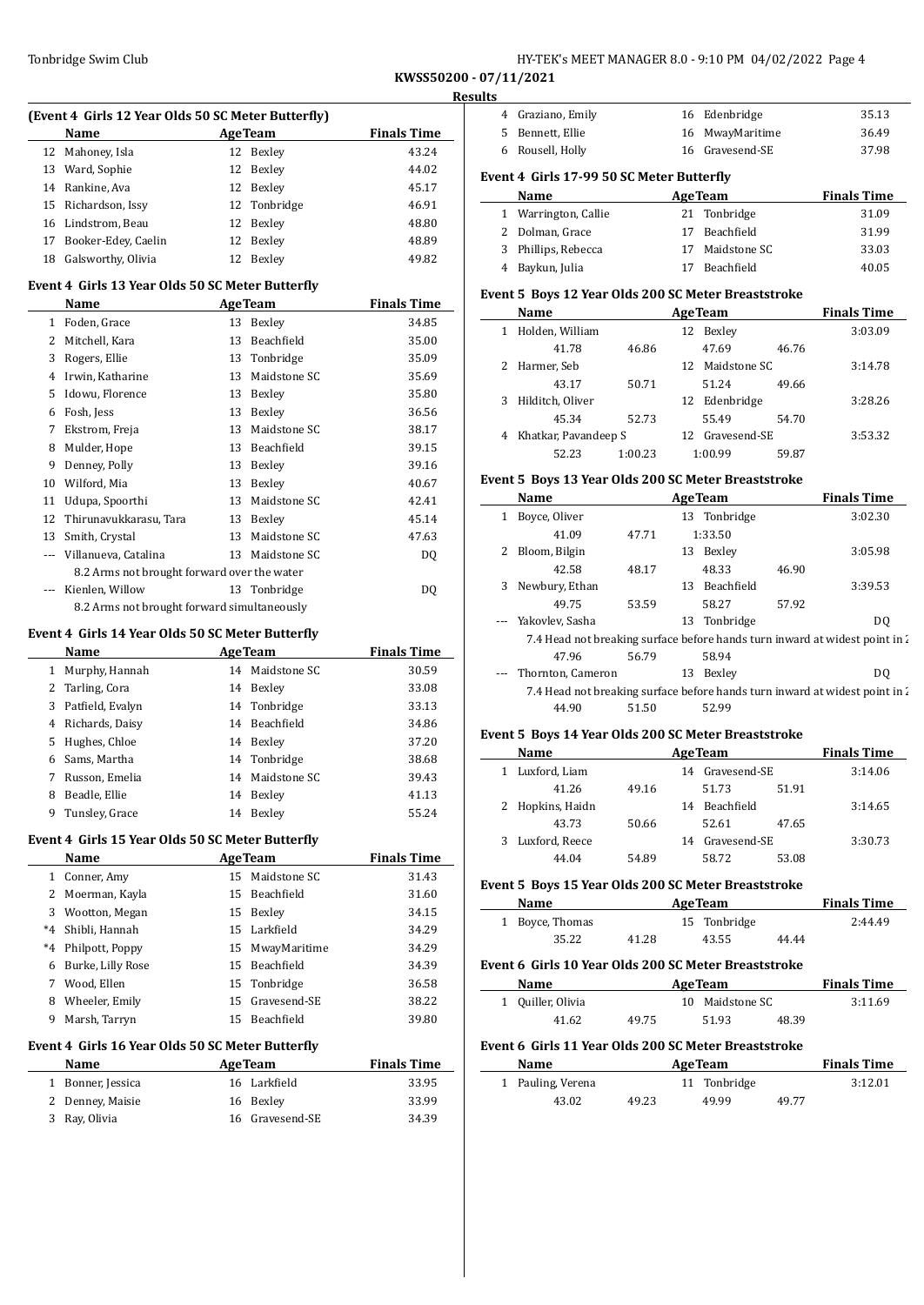KWSS50200 - 07/11/2021

Results

### (Event 4 Girls 12 Year Olds 50 SC Meter Butterfly)

| | Name | Age | Team | Finals Time |
|---|---|---|---|---|
| 12 | Mahoney, Isla | 12 | Bexley | 43.24 |
| 13 | Ward, Sophie | 12 | Bexley | 44.02 |
| 14 | Rankine, Ava | 12 | Bexley | 45.17 |
| 15 | Richardson, Issy | 12 | Tonbridge | 46.91 |
| 16 | Lindstrom, Beau | 12 | Bexley | 48.80 |
| 17 | Booker-Edey, Caelin | 12 | Bexley | 48.89 |
| 18 | Galsworthy, Olivia | 12 | Bexley | 49.82 |

### Event 4 Girls 13 Year Olds 50 SC Meter Butterfly

| | Name | Age | Team | Finals Time |
|---|---|---|---|---|
| 1 | Foden, Grace | 13 | Bexley | 34.85 |
| 2 | Mitchell, Kara | 13 | Beachfield | 35.00 |
| 3 | Rogers, Ellie | 13 | Tonbridge | 35.09 |
| 4 | Irwin, Katharine | 13 | Maidstone SC | 35.69 |
| 5 | Idowu, Florence | 13 | Bexley | 35.80 |
| 6 | Fosh, Jess | 13 | Bexley | 36.56 |
| 7 | Ekstrom, Freja | 13 | Maidstone SC | 38.17 |
| 8 | Mulder, Hope | 13 | Beachfield | 39.15 |
| 9 | Denney, Polly | 13 | Bexley | 39.16 |
| 10 | Wilford, Mia | 13 | Bexley | 40.67 |
| 11 | Udupa, Spoorthi | 13 | Maidstone SC | 42.41 |
| 12 | Thirunavukkarasu, Tara | 13 | Bexley | 45.14 |
| 13 | Smith, Crystal | 13 | Maidstone SC | 47.63 |
| --- | Villanueva, Catalina | 13 | Maidstone SC | DQ |
| | 8.2 Arms not brought forward over the water | | | |
| --- | Kienlen, Willow | 13 | Tonbridge | DQ |
| | 8.2 Arms not brought forward simultaneously | | | |

### Event 4 Girls 14 Year Olds 50 SC Meter Butterfly

| | Name | Age | Team | Finals Time |
|---|---|---|---|---|
| 1 | Murphy, Hannah | 14 | Maidstone SC | 30.59 |
| 2 | Tarling, Cora | 14 | Bexley | 33.08 |
| 3 | Patfield, Evalyn | 14 | Tonbridge | 33.13 |
| 4 | Richards, Daisy | 14 | Beachfield | 34.86 |
| 5 | Hughes, Chloe | 14 | Bexley | 37.20 |
| 6 | Sams, Martha | 14 | Tonbridge | 38.68 |
| 7 | Russon, Emelia | 14 | Maidstone SC | 39.43 |
| 8 | Beadle, Ellie | 14 | Bexley | 41.13 |
| 9 | Tunsley, Grace | 14 | Bexley | 55.24 |

### Event 4 Girls 15 Year Olds 50 SC Meter Butterfly

| | Name | Age | Team | Finals Time |
|---|---|---|---|---|
| 1 | Conner, Amy | 15 | Maidstone SC | 31.43 |
| 2 | Moerman, Kayla | 15 | Beachfield | 31.60 |
| 3 | Wootton, Megan | 15 | Bexley | 34.15 |
| *4 | Shibli, Hannah | 15 | Larkfield | 34.29 |
| *4 | Philpott, Poppy | 15 | MwayMaritime | 34.29 |
| 6 | Burke, Lilly Rose | 15 | Beachfield | 34.39 |
| 7 | Wood, Ellen | 15 | Tonbridge | 36.58 |
| 8 | Wheeler, Emily | 15 | Gravesend-SE | 38.22 |
| 9 | Marsh, Tarryn | 15 | Beachfield | 39.80 |

### Event 4 Girls 16 Year Olds 50 SC Meter Butterfly

| | Name | Age | Team | Finals Time |
|---|---|---|---|---|
| 1 | Bonner, Jessica | 16 | Larkfield | 33.95 |
| 2 | Denney, Maisie | 16 | Bexley | 33.99 |
| 3 | Ray, Olivia | 16 | Gravesend-SE | 34.39 |
| 4 | Graziano, Emily | 16 | Edenbridge | 35.13 |
| 5 | Bennett, Ellie | 16 | MwayMaritime | 36.49 |
| 6 | Rousell, Holly | 16 | Gravesend-SE | 37.98 |

### Event 4 Girls 17-99 50 SC Meter Butterfly

| | Name | Age | Team | Finals Time |
|---|---|---|---|---|
| 1 | Warrington, Callie | 21 | Tonbridge | 31.09 |
| 2 | Dolman, Grace | 17 | Beachfield | 31.99 |
| 3 | Phillips, Rebecca | 17 | Maidstone SC | 33.03 |
| 4 | Baykun, Julia | 17 | Beachfield | 40.05 |

### Event 5 Boys 12 Year Olds 200 SC Meter Breaststroke

| | Name | | Age | Team | | Finals Time |
|---|---|---|---|---|---|---|
| 1 | Holden, William | | 12 | Bexley | | 3:03.09 |
| | 41.78 | 46.86 | | 47.69 | 46.76 | |
| 2 | Harmer, Seb | | 12 | Maidstone SC | | 3:14.78 |
| | 43.17 | 50.71 | | 51.24 | 49.66 | |
| 3 | Hilditch, Oliver | | 12 | Edenbridge | | 3:28.26 |
| | 45.34 | 52.73 | | 55.49 | 54.70 | |
| 4 | Khatkar, Pavandeep S | | 12 | Gravesend-SE | | 3:53.32 |
| | 52.23 | 1:00.23 | | 1:00.99 | 59.87 | |

### Event 5 Boys 13 Year Olds 200 SC Meter Breaststroke

| | Name | | Age | Team | | Finals Time |
|---|---|---|---|---|---|---|
| 1 | Boyce, Oliver | | 13 | Tonbridge | | 3:02.30 |
| | 41.09 | 47.71 | | 1:33.50 | | |
| 2 | Bloom, Bilgin | | 13 | Bexley | | 3:05.98 |
| | 42.58 | 48.17 | | 48.33 | 46.90 | |
| 3 | Newbury, Ethan | | 13 | Beachfield | | 3:39.53 |
| | 49.75 | 53.59 | | 58.27 | 57.92 | |
| --- | Yakovlev, Sasha | | 13 | Tonbridge | | DQ |
| | 7.4 Head not breaking surface before hands turn inward at widest point in 2 | | | | | |
| | 47.96 | 56.79 | | 58.94 | | |
| --- | Thornton, Cameron | | 13 | Bexley | | DQ |
| | 7.4 Head not breaking surface before hands turn inward at widest point in 2 | | | | | |
| | 44.90 | 51.50 | | 52.99 | | |

### Event 5 Boys 14 Year Olds 200 SC Meter Breaststroke

| | Name | | Age | Team | | Finals Time |
|---|---|---|---|---|---|---|
| 1 | Luxford, Liam | | 14 | Gravesend-SE | | 3:14.06 |
| | 41.26 | 49.16 | | 51.73 | 51.91 | |
| 2 | Hopkins, Haidn | | 14 | Beachfield | | 3:14.65 |
| | 43.73 | 50.66 | | 52.61 | 47.65 | |
| 3 | Luxford, Reece | | 14 | Gravesend-SE | | 3:30.73 |
| | 44.04 | 54.89 | | 58.72 | 53.08 | |

### Event 5 Boys 15 Year Olds 200 SC Meter Breaststroke

| | Name | | Age | Team | | Finals Time |
|---|---|---|---|---|---|---|
| 1 | Boyce, Thomas | | 15 | Tonbridge | | 2:44.49 |
| | 35.22 | 41.28 | | 43.55 | 44.44 | |

### Event 6 Girls 10 Year Olds 200 SC Meter Breaststroke

| | Name | | Age | Team | | Finals Time |
|---|---|---|---|---|---|---|
| 1 | Quiller, Olivia | | 10 | Maidstone SC | | 3:11.69 |
| | 41.62 | 49.75 | | 51.93 | 48.39 | |

### Event 6 Girls 11 Year Olds 200 SC Meter Breaststroke

| | Name | | Age | Team | | Finals Time |
|---|---|---|---|---|---|---|
| 1 | Pauling, Verena | | 11 | Tonbridge | | 3:12.01 |
| | 43.02 | 49.23 | | 49.99 | 49.77 | |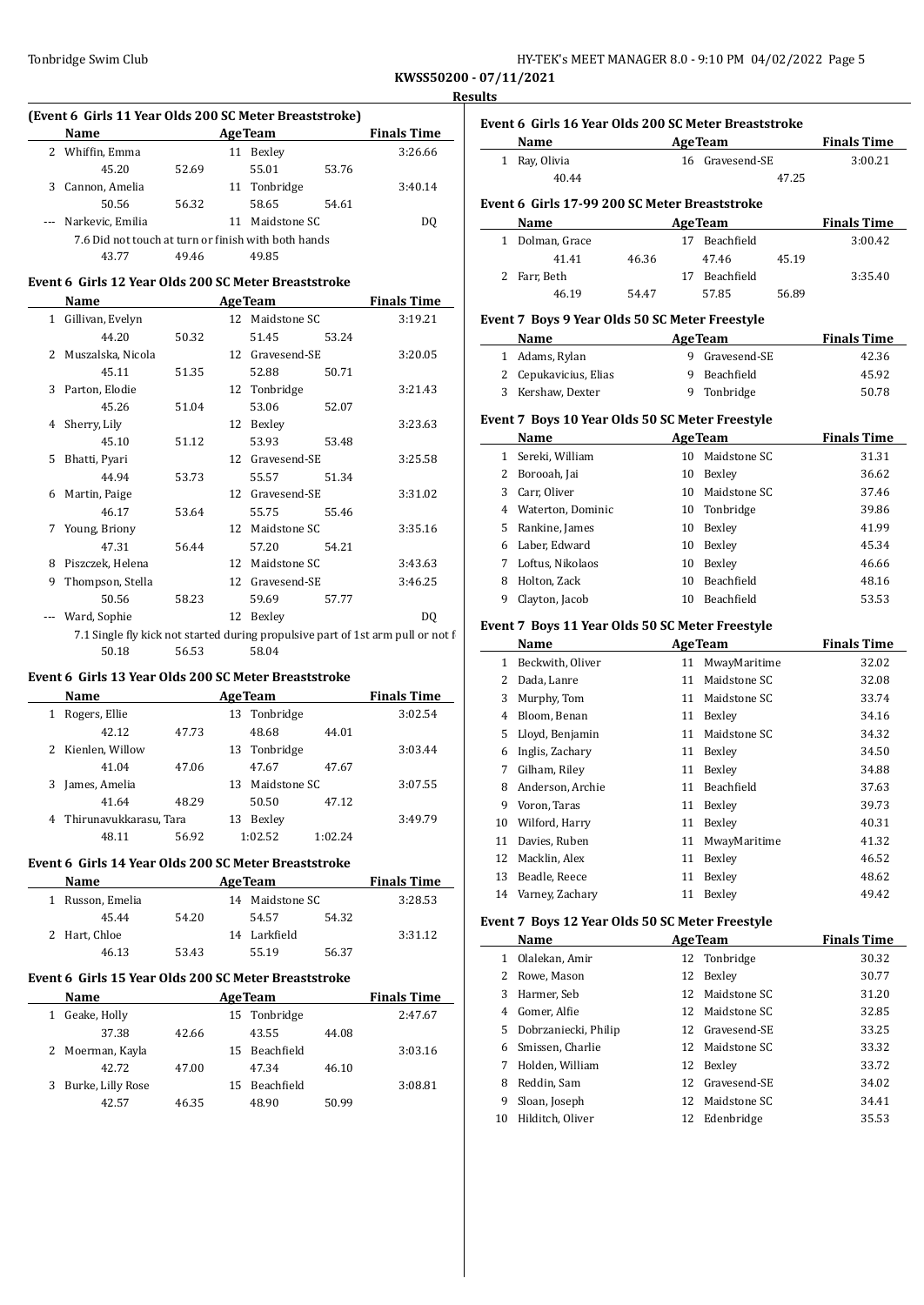KWSS50200 - 07/11/2021

**Results**

### (Event 6 Girls 11 Year Olds 200 SC Meter Breaststroke)

| | Name | Age | Team | Finals Time |
|---|---|---|---|---|
| 2 | Whiffin, Emma | 11 | Bexley | 3:26.66 |
| | 45.20 52.69 55.01 53.76 | | | |
| 3 | Cannon, Amelia | 11 | Tonbridge | 3:40.14 |
| | 50.56 56.32 58.65 54.61 | | | |
| --- | Narkevic, Emilia | 11 | Maidstone SC | DQ |
| | 7.6 Did not touch at turn or finish with both hands | | | |
| | 43.77 49.46 49.85 | | | |

### Event 6 Girls 12 Year Olds 200 SC Meter Breaststroke

| | Name | Age | Team | Finals Time |
|---|---|---|---|---|
| 1 | Gillivan, Evelyn | 12 | Maidstone SC | 3:19.21 |
| | 44.20 50.32 51.45 53.24 | | | |
| 2 | Muszalska, Nicola | 12 | Gravesend-SE | 3:20.05 |
| | 45.11 51.35 52.88 50.71 | | | |
| 3 | Parton, Elodie | 12 | Tonbridge | 3:21.43 |
| | 45.26 51.04 53.06 52.07 | | | |
| 4 | Sherry, Lily | 12 | Bexley | 3:23.63 |
| | 45.10 51.12 53.93 53.48 | | | |
| 5 | Bhatti, Pyari | 12 | Gravesend-SE | 3:25.58 |
| | 44.94 53.73 55.57 51.34 | | | |
| 6 | Martin, Paige | 12 | Gravesend-SE | 3:31.02 |
| | 46.17 53.64 55.75 55.46 | | | |
| 7 | Young, Briony | 12 | Maidstone SC | 3:35.16 |
| | 47.31 56.44 57.20 54.21 | | | |
| 8 | Piszczek, Helena | 12 | Maidstone SC | 3:43.63 |
| 9 | Thompson, Stella | 12 | Gravesend-SE | 3:46.25 |
| | 50.56 58.23 59.69 57.77 | | | |
| --- | Ward, Sophie | 12 | Bexley | DQ |
| | 7.1 Single fly kick not started during propulsive part of 1st arm pull or not f | | | |
| | 50.18 56.53 58.04 | | | |

### Event 6 Girls 13 Year Olds 200 SC Meter Breaststroke

| | Name | Age | Team | Finals Time |
|---|---|---|---|---|
| 1 | Rogers, Ellie | 13 | Tonbridge | 3:02.54 |
| | 42.12 47.73 48.68 44.01 | | | |
| 2 | Kienlen, Willow | 13 | Tonbridge | 3:03.44 |
| | 41.04 47.06 47.67 47.67 | | | |
| 3 | James, Amelia | 13 | Maidstone SC | 3:07.55 |
| | 41.64 48.29 50.50 47.12 | | | |
| 4 | Thirunavukkarasu, Tara | 13 | Bexley | 3:49.79 |
| | 48.11 56.92 1:02.52 1:02.24 | | | |

### Event 6 Girls 14 Year Olds 200 SC Meter Breaststroke

| | Name | Age | Team | Finals Time |
|---|---|---|---|---|
| 1 | Russon, Emelia | 14 | Maidstone SC | 3:28.53 |
| | 45.44 54.20 54.57 54.32 | | | |
| 2 | Hart, Chloe | 14 | Larkfield | 3:31.12 |
| | 46.13 53.43 55.19 56.37 | | | |

### Event 6 Girls 15 Year Olds 200 SC Meter Breaststroke

| | Name | Age | Team | Finals Time |
|---|---|---|---|---|
| 1 | Geake, Holly | 15 | Tonbridge | 2:47.67 |
| | 37.38 42.66 43.55 44.08 | | | |
| 2 | Moerman, Kayla | 15 | Beachfield | 3:03.16 |
| | 42.72 47.00 47.34 46.10 | | | |
| 3 | Burke, Lilly Rose | 15 | Beachfield | 3:08.81 |
| | 42.57 46.35 48.90 50.99 | | | |

### Event 6 Girls 16 Year Olds 200 SC Meter Breaststroke

| | Name | Age | Team | Finals Time |
|---|---|---|---|---|
| 1 | Ray, Olivia | 16 | Gravesend-SE | 3:00.21 |
| | 40.44 47.25 | | | |

### Event 6 Girls 17-99 200 SC Meter Breaststroke

| | Name | Age | Team | Finals Time |
|---|---|---|---|---|
| 1 | Dolman, Grace | 17 | Beachfield | 3:00.42 |
| | 41.41 46.36 47.46 45.19 | | | |
| 2 | Farr, Beth | 17 | Beachfield | 3:35.40 |
| | 46.19 54.47 57.85 56.89 | | | |

### Event 7 Boys 9 Year Olds 50 SC Meter Freestyle

| | Name | Age | Team | Finals Time |
|---|---|---|---|---|
| 1 | Adams, Rylan | 9 | Gravesend-SE | 42.36 |
| 2 | Cepukavicius, Elias | 9 | Beachfield | 45.92 |
| 3 | Kershaw, Dexter | 9 | Tonbridge | 50.78 |

### Event 7 Boys 10 Year Olds 50 SC Meter Freestyle

| | Name | Age | Team | Finals Time |
|---|---|---|---|---|
| 1 | Sereki, William | 10 | Maidstone SC | 31.31 |
| 2 | Borooah, Jai | 10 | Bexley | 36.62 |
| 3 | Carr, Oliver | 10 | Maidstone SC | 37.46 |
| 4 | Waterton, Dominic | 10 | Tonbridge | 39.86 |
| 5 | Rankine, James | 10 | Bexley | 41.99 |
| 6 | Laber, Edward | 10 | Bexley | 45.34 |
| 7 | Loftus, Nikolaos | 10 | Bexley | 46.66 |
| 8 | Holton, Zack | 10 | Beachfield | 48.16 |
| 9 | Clayton, Jacob | 10 | Beachfield | 53.53 |

### Event 7 Boys 11 Year Olds 50 SC Meter Freestyle

| | Name | Age | Team | Finals Time |
|---|---|---|---|---|
| 1 | Beckwith, Oliver | 11 | MwayMaritime | 32.02 |
| 2 | Dada, Lanre | 11 | Maidstone SC | 32.08 |
| 3 | Murphy, Tom | 11 | Maidstone SC | 33.74 |
| 4 | Bloom, Benan | 11 | Bexley | 34.16 |
| 5 | Lloyd, Benjamin | 11 | Maidstone SC | 34.32 |
| 6 | Inglis, Zachary | 11 | Bexley | 34.50 |
| 7 | Gilham, Riley | 11 | Bexley | 34.88 |
| 8 | Anderson, Archie | 11 | Beachfield | 37.63 |
| 9 | Voron, Taras | 11 | Bexley | 39.73 |
| 10 | Wilford, Harry | 11 | Bexley | 40.31 |
| 11 | Davies, Ruben | 11 | MwayMaritime | 41.32 |
| 12 | Macklin, Alex | 11 | Bexley | 46.52 |
| 13 | Beadle, Reece | 11 | Bexley | 48.62 |
| 14 | Varney, Zachary | 11 | Bexley | 49.42 |

### Event 7 Boys 12 Year Olds 50 SC Meter Freestyle

| | Name | Age | Team | Finals Time |
|---|---|---|---|---|
| 1 | Olalekan, Amir | 12 | Tonbridge | 30.32 |
| 2 | Rowe, Mason | 12 | Bexley | 30.77 |
| 3 | Harmer, Seb | 12 | Maidstone SC | 31.20 |
| 4 | Gomer, Alfie | 12 | Maidstone SC | 32.85 |
| 5 | Dobrzaniecki, Philip | 12 | Gravesend-SE | 33.25 |
| 6 | Smissen, Charlie | 12 | Maidstone SC | 33.32 |
| 7 | Holden, William | 12 | Bexley | 33.72 |
| 8 | Reddin, Sam | 12 | Gravesend-SE | 34.02 |
| 9 | Sloan, Joseph | 12 | Maidstone SC | 34.41 |
| 10 | Hilditch, Oliver | 12 | Edenbridge | 35.53 |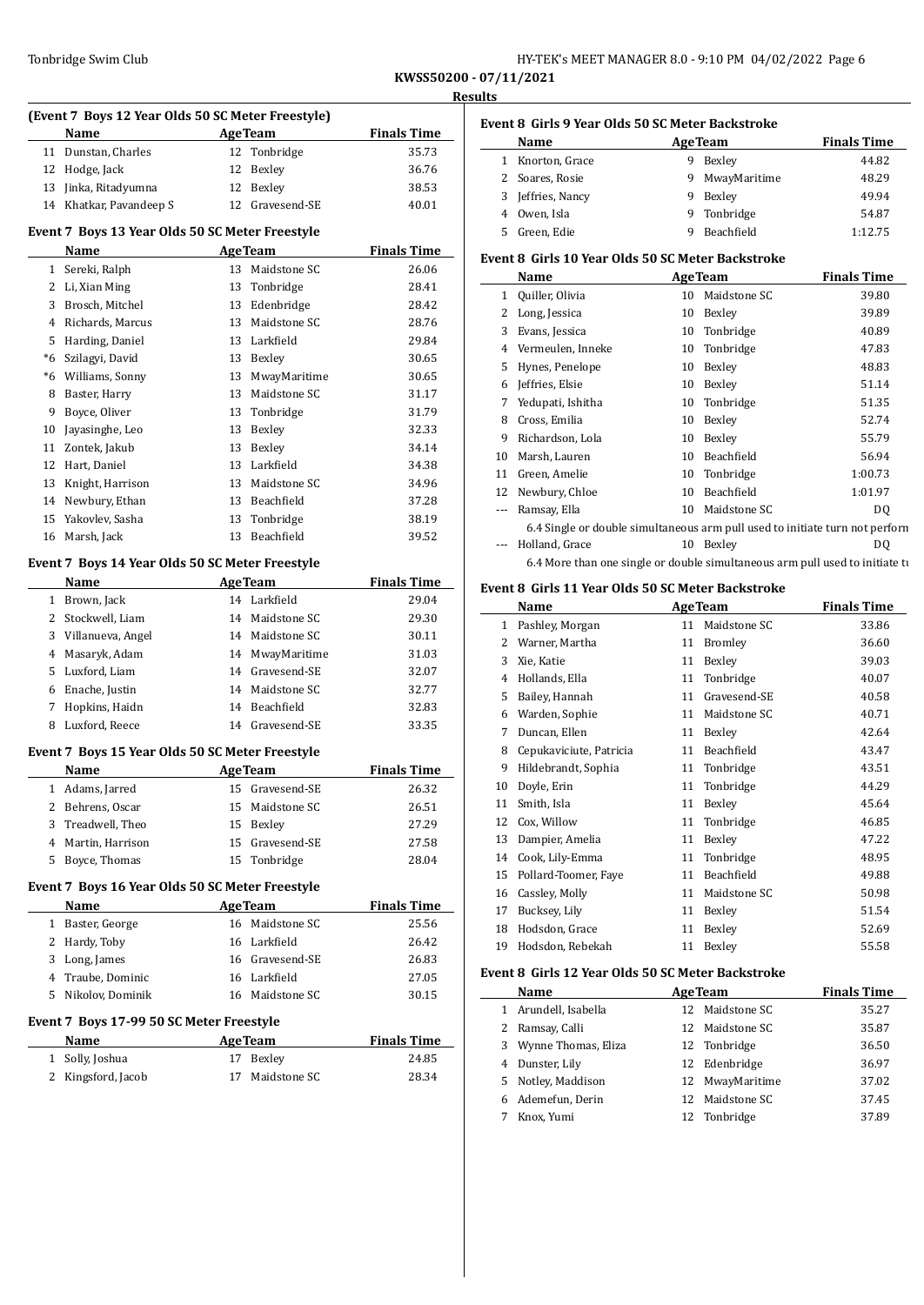**KWSS50200 - 07/11/2021**

**Results**

### (Event 7 Boys 12 Year Olds 50 SC Meter Freestyle)

| | Name | Age | Team | Finals Time |
|---|---|---|---|---|
| 11 | Dunstan, Charles | 12 | Tonbridge | 35.73 |
| 12 | Hodge, Jack | 12 | Bexley | 36.76 |
| 13 | Jinka, Ritadyumna | 12 | Bexley | 38.53 |
| 14 | Khatkar, Pavandeep S | 12 | Gravesend-SE | 40.01 |

### Event 7 Boys 13 Year Olds 50 SC Meter Freestyle

| | Name | Age | Team | Finals Time |
|---|---|---|---|---|
| 1 | Sereki, Ralph | 13 | Maidstone SC | 26.06 |
| 2 | Li, Xian Ming | 13 | Tonbridge | 28.41 |
| 3 | Brosch, Mitchel | 13 | Edenbridge | 28.42 |
| 4 | Richards, Marcus | 13 | Maidstone SC | 28.76 |
| 5 | Harding, Daniel | 13 | Larkfield | 29.84 |
| *6 | Szilagyi, David | 13 | Bexley | 30.65 |
| *6 | Williams, Sonny | 13 | MwayMaritime | 30.65 |
| 8 | Baster, Harry | 13 | Maidstone SC | 31.17 |
| 9 | Boyce, Oliver | 13 | Tonbridge | 31.79 |
| 10 | Jayasinghe, Leo | 13 | Bexley | 32.33 |
| 11 | Zontek, Jakub | 13 | Bexley | 34.14 |
| 12 | Hart, Daniel | 13 | Larkfield | 34.38 |
| 13 | Knight, Harrison | 13 | Maidstone SC | 34.96 |
| 14 | Newbury, Ethan | 13 | Beachfield | 37.28 |
| 15 | Yakovlev, Sasha | 13 | Tonbridge | 38.19 |
| 16 | Marsh, Jack | 13 | Beachfield | 39.52 |

### Event 7 Boys 14 Year Olds 50 SC Meter Freestyle

| | Name | Age | Team | Finals Time |
|---|---|---|---|---|
| 1 | Brown, Jack | 14 | Larkfield | 29.04 |
| 2 | Stockwell, Liam | 14 | Maidstone SC | 29.30 |
| 3 | Villanueva, Angel | 14 | Maidstone SC | 30.11 |
| 4 | Masaryk, Adam | 14 | MwayMaritime | 31.03 |
| 5 | Luxford, Liam | 14 | Gravesend-SE | 32.07 |
| 6 | Enache, Justin | 14 | Maidstone SC | 32.77 |
| 7 | Hopkins, Haidn | 14 | Beachfield | 32.83 |
| 8 | Luxford, Reece | 14 | Gravesend-SE | 33.35 |

### Event 7 Boys 15 Year Olds 50 SC Meter Freestyle

| | Name | Age | Team | Finals Time |
|---|---|---|---|---|
| 1 | Adams, Jarred | 15 | Gravesend-SE | 26.32 |
| 2 | Behrens, Oscar | 15 | Maidstone SC | 26.51 |
| 3 | Treadwell, Theo | 15 | Bexley | 27.29 |
| 4 | Martin, Harrison | 15 | Gravesend-SE | 27.58 |
| 5 | Boyce, Thomas | 15 | Tonbridge | 28.04 |

### Event 7 Boys 16 Year Olds 50 SC Meter Freestyle

| | Name | Age | Team | Finals Time |
|---|---|---|---|---|
| 1 | Baster, George | 16 | Maidstone SC | 25.56 |
| 2 | Hardy, Toby | 16 | Larkfield | 26.42 |
| 3 | Long, James | 16 | Gravesend-SE | 26.83 |
| 4 | Traube, Dominic | 16 | Larkfield | 27.05 |
| 5 | Nikolov, Dominik | 16 | Maidstone SC | 30.15 |

### Event 7 Boys 17-99 50 SC Meter Freestyle

| | Name | Age | Team | Finals Time |
|---|---|---|---|---|
| 1 | Solly, Joshua | 17 | Bexley | 24.85 |
| 2 | Kingsford, Jacob | 17 | Maidstone SC | 28.34 |

### Event 8 Girls 9 Year Olds 50 SC Meter Backstroke

| | Name | Age | Team | Finals Time |
|---|---|---|---|---|
| 1 | Knorton, Grace | 9 | Bexley | 44.82 |
| 2 | Soares, Rosie | 9 | MwayMaritime | 48.29 |
| 3 | Jeffries, Nancy | 9 | Bexley | 49.94 |
| 4 | Owen, Isla | 9 | Tonbridge | 54.87 |
| 5 | Green, Edie | 9 | Beachfield | 1:12.75 |

### Event 8 Girls 10 Year Olds 50 SC Meter Backstroke

| | Name | Age | Team | Finals Time |
|---|---|---|---|---|
| 1 | Quiller, Olivia | 10 | Maidstone SC | 39.80 |
| 2 | Long, Jessica | 10 | Bexley | 39.89 |
| 3 | Evans, Jessica | 10 | Tonbridge | 40.89 |
| 4 | Vermeulen, Inneke | 10 | Tonbridge | 47.83 |
| 5 | Hynes, Penelope | 10 | Bexley | 48.83 |
| 6 | Jeffries, Elsie | 10 | Bexley | 51.14 |
| 7 | Yedupati, Ishitha | 10 | Tonbridge | 51.35 |
| 8 | Cross, Emilia | 10 | Bexley | 52.74 |
| 9 | Richardson, Lola | 10 | Bexley | 55.79 |
| 10 | Marsh, Lauren | 10 | Beachfield | 56.94 |
| 11 | Green, Amelie | 10 | Tonbridge | 1:00.73 |
| 12 | Newbury, Chloe | 10 | Beachfield | 1:01.97 |
| --- | Ramsay, Ella | 10 | Maidstone SC | DQ |
| | 6.4 Single or double simultaneous arm pull used to initiate turn not perforn | | | |
| --- | Holland, Grace | 10 | Bexley | DQ |
| | 6.4 More than one single or double simultaneous arm pull used to initiate tu | | | |

### Event 8 Girls 11 Year Olds 50 SC Meter Backstroke

| | Name | Age | Team | Finals Time |
|---|---|---|---|---|
| 1 | Pashley, Morgan | 11 | Maidstone SC | 33.86 |
| 2 | Warner, Martha | 11 | Bromley | 36.60 |
| 3 | Xie, Katie | 11 | Bexley | 39.03 |
| 4 | Hollands, Ella | 11 | Tonbridge | 40.07 |
| 5 | Bailey, Hannah | 11 | Gravesend-SE | 40.58 |
| 6 | Warden, Sophie | 11 | Maidstone SC | 40.71 |
| 7 | Duncan, Ellen | 11 | Bexley | 42.64 |
| 8 | Cepukaviciute, Patricia | 11 | Beachfield | 43.47 |
| 9 | Hildebrandt, Sophia | 11 | Tonbridge | 43.51 |
| 10 | Doyle, Erin | 11 | Tonbridge | 44.29 |
| 11 | Smith, Isla | 11 | Bexley | 45.64 |
| 12 | Cox, Willow | 11 | Tonbridge | 46.85 |
| 13 | Dampier, Amelia | 11 | Bexley | 47.22 |
| 14 | Cook, Lily-Emma | 11 | Tonbridge | 48.95 |
| 15 | Pollard-Toomer, Faye | 11 | Beachfield | 49.88 |
| 16 | Cassley, Molly | 11 | Maidstone SC | 50.98 |
| 17 | Bucksey, Lily | 11 | Bexley | 51.54 |
| 18 | Hodsdon, Grace | 11 | Bexley | 52.69 |
| 19 | Hodsdon, Rebekah | 11 | Bexley | 55.58 |

### Event 8 Girls 12 Year Olds 50 SC Meter Backstroke

| | Name | Age | Team | Finals Time |
|---|---|---|---|---|
| 1 | Arundell, Isabella | 12 | Maidstone SC | 35.27 |
| 2 | Ramsay, Calli | 12 | Maidstone SC | 35.87 |
| 3 | Wynne Thomas, Eliza | 12 | Tonbridge | 36.50 |
| 4 | Dunster, Lily | 12 | Edenbridge | 36.97 |
| 5 | Notley, Maddison | 12 | MwayMaritime | 37.02 |
| 6 | Ademefun, Derin | 12 | Maidstone SC | 37.45 |
| 7 | Knox, Yumi | 12 | Tonbridge | 37.89 |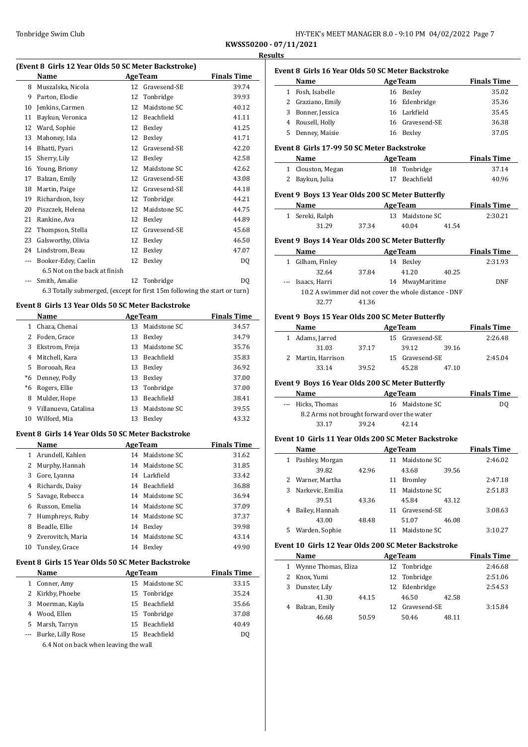**KWSS50200 - 07/11/2021**

**Results**

### (Event 8 Girls 12 Year Olds 50 SC Meter Backstroke)

| | Name | Age | Team | Finals Time |
|---|---|---|---|---|
| 8 | Muszalska, Nicola | 12 | Gravesend-SE | 39.74 |
| 9 | Parton, Elodie | 12 | Tonbridge | 39.93 |
| 10 | Jenkins, Carmen | 12 | Maidstone SC | 40.12 |
| 11 | Baykun, Veronica | 12 | Beachfield | 41.11 |
| 12 | Ward, Sophie | 12 | Bexley | 41.25 |
| 13 | Mahoney, Isla | 12 | Bexley | 41.71 |
| 14 | Bhatti, Pyari | 12 | Gravesend-SE | 42.20 |
| 15 | Sherry, Lily | 12 | Bexley | 42.58 |
| 16 | Young, Briony | 12 | Maidstone SC | 42.62 |
| 17 | Balzan, Emily | 12 | Gravesend-SE | 43.08 |
| 18 | Martin, Paige | 12 | Gravesend-SE | 44.18 |
| 19 | Richardson, Issy | 12 | Tonbridge | 44.21 |
| 20 | Piszczek, Helena | 12 | Maidstone SC | 44.75 |
| 21 | Rankine, Ava | 12 | Bexley | 44.89 |
| 22 | Thompson, Stella | 12 | Gravesend-SE | 45.68 |
| 23 | Galsworthy, Olivia | 12 | Bexley | 46.50 |
| 24 | Lindstrom, Beau | 12 | Bexley | 47.07 |
| --- | Booker-Edey, Caelin | 12 | Bexley | DQ |
| | 6.5 Not on the back at finish | | | |
| --- | Smith, Amalie | 12 | Tonbridge | DQ |
| | 6.3 Totally submerged, (except for first 15m following the start or turn) | | | |

### Event 8 Girls 13 Year Olds 50 SC Meter Backstroke

| | Name | Age | Team | Finals Time |
|---|---|---|---|---|
| 1 | Chaza, Chenai | 13 | Maidstone SC | 34.57 |
| 2 | Foden, Grace | 13 | Bexley | 34.79 |
| 3 | Ekstrom, Freja | 13 | Maidstone SC | 35.76 |
| 4 | Mitchell, Kara | 13 | Beachfield | 35.83 |
| 5 | Borooah, Rea | 13 | Bexley | 36.92 |
| *6 | Denney, Polly | 13 | Bexley | 37.00 |
| *6 | Rogers, Ellie | 13 | Tonbridge | 37.00 |
| 8 | Mulder, Hope | 13 | Beachfield | 38.41 |
| 9 | Villanueva, Catalina | 13 | Maidstone SC | 39.55 |
| 10 | Wilford, Mia | 13 | Bexley | 43.32 |

### Event 8 Girls 14 Year Olds 50 SC Meter Backstroke

| | Name | Age | Team | Finals Time |
|---|---|---|---|---|
| 1 | Arundell, Kahlen | 14 | Maidstone SC | 31.62 |
| 2 | Murphy, Hannah | 14 | Maidstone SC | 31.85 |
| 3 | Gore, Lyanna | 14 | Larkfield | 33.42 |
| 4 | Richards, Daisy | 14 | Beachfield | 36.88 |
| 5 | Savage, Rebecca | 14 | Maidstone SC | 36.94 |
| 6 | Russon, Emelia | 14 | Maidstone SC | 37.09 |
| 7 | Humphreys, Ruby | 14 | Maidstone SC | 37.37 |
| 8 | Beadle, Ellie | 14 | Bexley | 39.98 |
| 9 | Zverovitch, Maria | 14 | Maidstone SC | 43.14 |
| 10 | Tunsley, Grace | 14 | Bexley | 49.90 |

### Event 8 Girls 15 Year Olds 50 SC Meter Backstroke

| | Name | Age | Team | Finals Time |
|---|---|---|---|---|
| 1 | Conner, Amy | 15 | Maidstone SC | 33.15 |
| 2 | Kirkby, Phoebe | 15 | Tonbridge | 35.24 |
| 3 | Moerman, Kayla | 15 | Beachfield | 35.66 |
| 4 | Wood, Ellen | 15 | Tonbridge | 37.08 |
| 5 | Marsh, Tarryn | 15 | Beachfield | 40.49 |
| --- | Burke, Lilly Rose | 15 | Beachfield | DQ |
| | 6.4 Not on back when leaving the wall | | | |

### Event 8 Girls 16 Year Olds 50 SC Meter Backstroke

| | Name | Age | Team | Finals Time |
|---|---|---|---|---|
| 1 | Fosh, Isabelle | 16 | Bexley | 35.02 |
| 2 | Graziano, Emily | 16 | Edenbridge | 35.36 |
| 3 | Bonner, Jessica | 16 | Larkfield | 35.45 |
| 4 | Rousell, Holly | 16 | Gravesend-SE | 36.38 |
| 5 | Denney, Maisie | 16 | Bexley | 37.05 |

### Event 8 Girls 17-99 50 SC Meter Backstroke

| | Name | Age | Team | Finals Time |
|---|---|---|---|---|
| 1 | Clouston, Megan | 18 | Tonbridge | 37.14 |
| 2 | Baykun, Julia | 17 | Beachfield | 40.96 |

### Event 9 Boys 13 Year Olds 200 SC Meter Butterfly

| | Name | Age | Team | Finals Time |
|---|---|---|---|---|
| 1 | Sereki, Ralph | 13 | Maidstone SC | 2:30.21 |
| | 31.29 37.34 40.04 41.54 | | | |

### Event 9 Boys 14 Year Olds 200 SC Meter Butterfly

| | Name | Age | Team | Finals Time |
|---|---|---|---|---|
| 1 | Gilham, Finley | 14 | Bexley | 2:31.93 |
| | 32.64 37.84 41.20 40.25 | | | |
| --- | Isaacs, Harri | 14 | MwayMaritime | DNF |
| | 10.2 A swimmer did not cover the whole distance - DNF | | | |
| | 32.77 41.36 | | | |

### Event 9 Boys 15 Year Olds 200 SC Meter Butterfly

| | Name | Age | Team | Finals Time |
|---|---|---|---|---|
| 1 | Adams, Jarred | 15 | Gravesend-SE | 2:26.48 |
| | 31.03 37.17 39.12 39.16 | | | |
| 2 | Martin, Harrison | 15 | Gravesend-SE | 2:45.04 |
| | 33.14 39.52 45.28 47.10 | | | |

### Event 9 Boys 16 Year Olds 200 SC Meter Butterfly

| | Name | Age | Team | Finals Time |
|---|---|---|---|---|
| --- | Hicks, Thomas | 16 | Maidstone SC | DQ |
| | 8.2 Arms not brought forward over the water | | | |
| | 33.17 39.24 42.14 | | | |

### Event 10 Girls 11 Year Olds 200 SC Meter Backstroke

| | Name | Age | Team | Finals Time |
|---|---|---|---|---|
| 1 | Pashley, Morgan | 11 | Maidstone SC | 2:46.02 |
| | 39.82 42.96 43.68 39.56 | | | |
| 2 | Warner, Martha | 11 | Bromley | 2:47.18 |
| 3 | Narkevic, Emilia | 11 | Maidstone SC | 2:51.83 |
| | 39.51 43.36 45.84 43.12 | | | |
| 4 | Bailey, Hannah | 11 | Gravesend-SE | 3:08.63 |
| | 43.00 48.48 51.07 46.08 | | | |
| 5 | Warden, Sophie | 11 | Maidstone SC | 3:10.27 |

### Event 10 Girls 12 Year Olds 200 SC Meter Backstroke

| | Name | Age | Team | Finals Time |
|---|---|---|---|---|
| 1 | Wynne Thomas, Eliza | 12 | Tonbridge | 2:46.68 |
| 2 | Knox, Yumi | 12 | Tonbridge | 2:51.06 |
| 3 | Dunster, Lily | 12 | Edenbridge | 2:54.53 |
| | 41.30 44.15 46.50 42.58 | | | |
| 4 | Balzan, Emily | 12 | Gravesend-SE | 3:15.84 |
| | 46.68 50.59 50.46 48.11 | | | |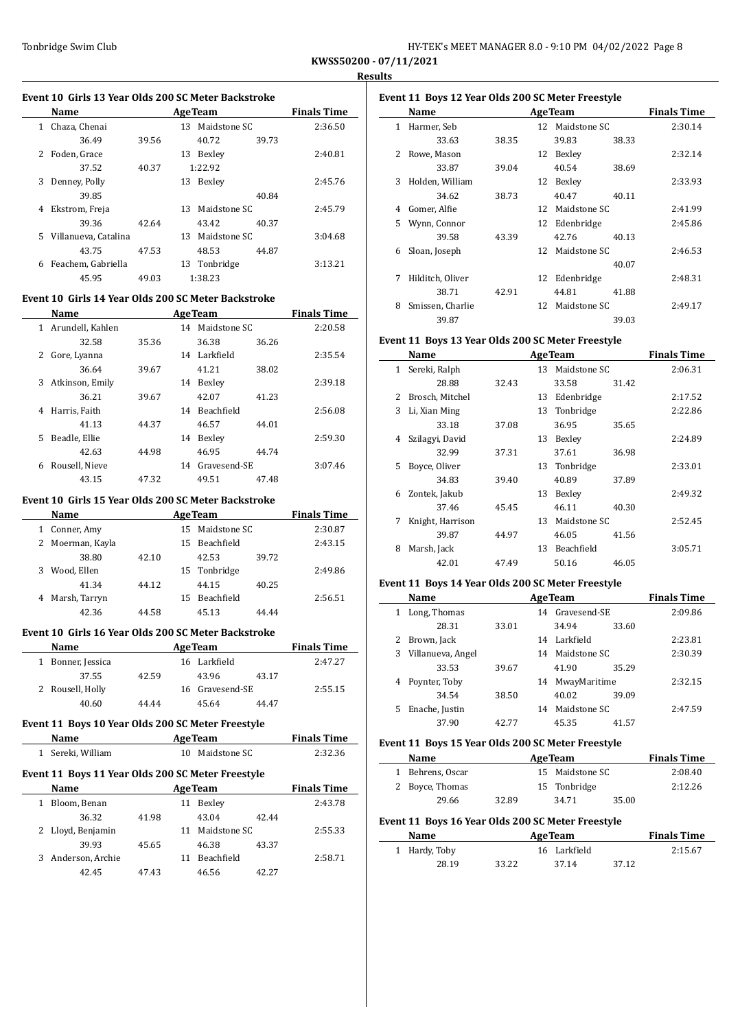KWSS50200 - 07/11/2021

**Results**

### Event 10 Girls 13 Year Olds 200 SC Meter Backstroke

| | Name | Age | Team | Finals Time |
|---|---|---|---|---|
| 1 | Chaza, Chenai | 13 | Maidstone SC | 2:36.50 |
| | 36.49 39.56 40.72 39.73 | | | |
| 2 | Foden, Grace | 13 | Bexley | 2:40.81 |
| | 37.52 40.37 1:22.92 | | | |
| 3 | Denney, Polly | 13 | Bexley | 2:45.76 |
| | 39.85 40.84 | | | |
| 4 | Ekstrom, Freja | 13 | Maidstone SC | 2:45.79 |
| | 39.36 42.64 43.42 40.37 | | | |
| 5 | Villanueva, Catalina | 13 | Maidstone SC | 3:04.68 |
| | 43.75 47.53 48.53 44.87 | | | |
| 6 | Feachem, Gabriella | 13 | Tonbridge | 3:13.21 |
| | 45.95 49.03 1:38.23 | | | |

### Event 10 Girls 14 Year Olds 200 SC Meter Backstroke

| | Name | Age | Team | Finals Time |
|---|---|---|---|---|
| 1 | Arundell, Kahlen | 14 | Maidstone SC | 2:20.58 |
| | 32.58 35.36 36.38 36.26 | | | |
| 2 | Gore, Lyanna | 14 | Larkfield | 2:35.54 |
| | 36.64 39.67 41.21 38.02 | | | |
| 3 | Atkinson, Emily | 14 | Bexley | 2:39.18 |
| | 36.21 39.67 42.07 41.23 | | | |
| 4 | Harris, Faith | 14 | Beachfield | 2:56.08 |
| | 41.13 44.37 46.57 44.01 | | | |
| 5 | Beadle, Ellie | 14 | Bexley | 2:59.30 |
| | 42.63 44.98 46.95 44.74 | | | |
| 6 | Rousell, Nieve | 14 | Gravesend-SE | 3:07.46 |
| | 43.15 47.32 49.51 47.48 | | | |

### Event 10 Girls 15 Year Olds 200 SC Meter Backstroke

| | Name | Age | Team | Finals Time |
|---|---|---|---|---|
| 1 | Conner, Amy | 15 | Maidstone SC | 2:30.87 |
| 2 | Moerman, Kayla | 15 | Beachfield | 2:43.15 |
| | 38.80 42.10 42.53 39.72 | | | |
| 3 | Wood, Ellen | 15 | Tonbridge | 2:49.86 |
| | 41.34 44.12 44.15 40.25 | | | |
| 4 | Marsh, Tarryn | 15 | Beachfield | 2:56.51 |
| | 42.36 44.58 45.13 44.44 | | | |

### Event 10 Girls 16 Year Olds 200 SC Meter Backstroke

| | Name | Age | Team | Finals Time |
|---|---|---|---|---|
| 1 | Bonner, Jessica | 16 | Larkfield | 2:47.27 |
| | 37.55 42.59 43.96 43.17 | | | |
| 2 | Rousell, Holly | 16 | Gravesend-SE | 2:55.15 |
| | 40.60 44.44 45.64 44.47 | | | |

### Event 11 Boys 10 Year Olds 200 SC Meter Freestyle

| | Name | Age | Team | Finals Time |
|---|---|---|---|---|
| 1 | Sereki, William | 10 | Maidstone SC | 2:32.36 |

### Event 11 Boys 11 Year Olds 200 SC Meter Freestyle

| | Name | Age | Team | Finals Time |
|---|---|---|---|---|
| 1 | Bloom, Benan | 11 | Bexley | 2:43.78 |
| | 36.32 41.98 43.04 42.44 | | | |
| 2 | Lloyd, Benjamin | 11 | Maidstone SC | 2:55.33 |
| | 39.93 45.65 46.38 43.37 | | | |
| 3 | Anderson, Archie | 11 | Beachfield | 2:58.71 |
| | 42.45 47.43 46.56 42.27 | | | |

### Event 11 Boys 12 Year Olds 200 SC Meter Freestyle

| | Name | Age | Team | Finals Time |
|---|---|---|---|---|
| 1 | Harmer, Seb | 12 | Maidstone SC | 2:30.14 |
| | 33.63 38.35 39.83 38.33 | | | |
| 2 | Rowe, Mason | 12 | Bexley | 2:32.14 |
| | 33.87 39.04 40.54 38.69 | | | |
| 3 | Holden, William | 12 | Bexley | 2:33.93 |
| | 34.62 38.73 40.47 40.11 | | | |
| 4 | Gomer, Alfie | 12 | Maidstone SC | 2:41.99 |
| 5 | Wynn, Connor | 12 | Edenbridge | 2:45.86 |
| | 39.58 43.39 42.76 40.13 | | | |
| 6 | Sloan, Joseph | 12 | Maidstone SC | 2:46.53 |
| | 40.07 | | | |
| 7 | Hilditch, Oliver | 12 | Edenbridge | 2:48.31 |
| | 38.71 42.91 44.81 41.88 | | | |
| 8 | Smissen, Charlie | 12 | Maidstone SC | 2:49.17 |
| | 39.87 39.03 | | | |

### Event 11 Boys 13 Year Olds 200 SC Meter Freestyle

| | Name | Age | Team | Finals Time |
|---|---|---|---|---|
| 1 | Sereki, Ralph | 13 | Maidstone SC | 2:06.31 |
| | 28.88 32.43 33.58 31.42 | | | |
| 2 | Brosch, Mitchel | 13 | Edenbridge | 2:17.52 |
| 3 | Li, Xian Ming | 13 | Tonbridge | 2:22.86 |
| | 33.18 37.08 36.95 35.65 | | | |
| 4 | Szilagyi, David | 13 | Bexley | 2:24.89 |
| | 32.99 37.31 37.61 36.98 | | | |
| 5 | Boyce, Oliver | 13 | Tonbridge | 2:33.01 |
| | 34.83 39.40 40.89 37.89 | | | |
| 6 | Zontek, Jakub | 13 | Bexley | 2:49.32 |
| | 37.46 45.45 46.11 40.30 | | | |
| 7 | Knight, Harrison | 13 | Maidstone SC | 2:52.45 |
| | 39.87 44.97 46.05 41.56 | | | |
| 8 | Marsh, Jack | 13 | Beachfield | 3:05.71 |
| | 42.01 47.49 50.16 46.05 | | | |

### Event 11 Boys 14 Year Olds 200 SC Meter Freestyle

| | Name | Age | Team | Finals Time |
|---|---|---|---|---|
| 1 | Long, Thomas | 14 | Gravesend-SE | 2:09.86 |
| | 28.31 33.01 34.94 33.60 | | | |
| 2 | Brown, Jack | 14 | Larkfield | 2:23.81 |
| 3 | Villanueva, Angel | 14 | Maidstone SC | 2:30.39 |
| | 33.53 39.67 41.90 35.29 | | | |
| 4 | Poynter, Toby | 14 | MwayMaritime | 2:32.15 |
| | 34.54 38.50 40.02 39.09 | | | |
| 5 | Enache, Justin | 14 | Maidstone SC | 2:47.59 |
| | 37.90 42.77 45.35 41.57 | | | |

### Event 11 Boys 15 Year Olds 200 SC Meter Freestyle

| | Name | Age | Team | Finals Time |
|---|---|---|---|---|
| 1 | Behrens, Oscar | 15 | Maidstone SC | 2:08.40 |
| 2 | Boyce, Thomas | 15 | Tonbridge | 2:12.26 |
| | 29.66 32.89 34.71 35.00 | | | |

### Event 11 Boys 16 Year Olds 200 SC Meter Freestyle

| | Name | Age | Team | Finals Time |
|---|---|---|---|---|
| 1 | Hardy, Toby | 16 | Larkfield | 2:15.67 |
| | 28.19 33.22 37.14 37.12 | | | |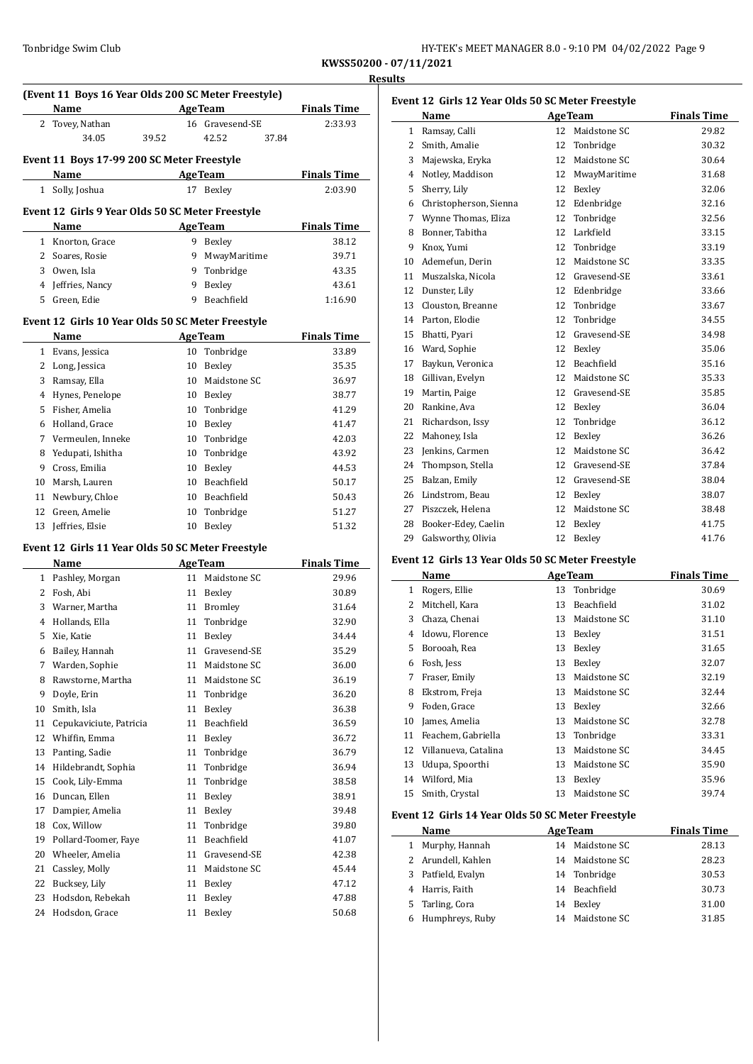## Results

### (Event 11 Boys 16 Year Olds 200 SC Meter Freestyle)

| | Name | Age | Team | Finals Time |
|---|---|---|---|---|
| 2 | Tovey, Nathan | 16 | Gravesend-SE | 2:33.93 |
| | 34.05 39.52 42.52 37.84 | | | |

### Event 11 Boys 17-99 200 SC Meter Freestyle

| | Name | Age | Team | Finals Time |
|---|---|---|---|---|
| 1 | Solly, Joshua | 17 | Bexley | 2:03.90 |

### Event 12 Girls 9 Year Olds 50 SC Meter Freestyle

| | Name | Age | Team | Finals Time |
|---|---|---|---|---|
| 1 | Knorton, Grace | 9 | Bexley | 38.12 |
| 2 | Soares, Rosie | 9 | MwayMaritime | 39.71 |
| 3 | Owen, Isla | 9 | Tonbridge | 43.35 |
| 4 | Jeffries, Nancy | 9 | Bexley | 43.61 |
| 5 | Green, Edie | 9 | Beachfield | 1:16.90 |

### Event 12 Girls 10 Year Olds 50 SC Meter Freestyle

| | Name | Age | Team | Finals Time |
|---|---|---|---|---|
| 1 | Evans, Jessica | 10 | Tonbridge | 33.89 |
| 2 | Long, Jessica | 10 | Bexley | 35.35 |
| 3 | Ramsay, Ella | 10 | Maidstone SC | 36.97 |
| 4 | Hynes, Penelope | 10 | Bexley | 38.77 |
| 5 | Fisher, Amelia | 10 | Tonbridge | 41.29 |
| 6 | Holland, Grace | 10 | Bexley | 41.47 |
| 7 | Vermeulen, Inneke | 10 | Tonbridge | 42.03 |
| 8 | Yedupati, Ishitha | 10 | Tonbridge | 43.92 |
| 9 | Cross, Emilia | 10 | Bexley | 44.53 |
| 10 | Marsh, Lauren | 10 | Beachfield | 50.17 |
| 11 | Newbury, Chloe | 10 | Beachfield | 50.43 |
| 12 | Green, Amelie | 10 | Tonbridge | 51.27 |
| 13 | Jeffries, Elsie | 10 | Bexley | 51.32 |

### Event 12 Girls 11 Year Olds 50 SC Meter Freestyle

| | Name | Age | Team | Finals Time |
|---|---|---|---|---|
| 1 | Pashley, Morgan | 11 | Maidstone SC | 29.96 |
| 2 | Fosh, Abi | 11 | Bexley | 30.89 |
| 3 | Warner, Martha | 11 | Bromley | 31.64 |
| 4 | Hollands, Ella | 11 | Tonbridge | 32.90 |
| 5 | Xie, Katie | 11 | Bexley | 34.44 |
| 6 | Bailey, Hannah | 11 | Gravesend-SE | 35.29 |
| 7 | Warden, Sophie | 11 | Maidstone SC | 36.00 |
| 8 | Rawstorne, Martha | 11 | Maidstone SC | 36.19 |
| 9 | Doyle, Erin | 11 | Tonbridge | 36.20 |
| 10 | Smith, Isla | 11 | Bexley | 36.38 |
| 11 | Cepukaviciute, Patricia | 11 | Beachfield | 36.59 |
| 12 | Whiffin, Emma | 11 | Bexley | 36.72 |
| 13 | Panting, Sadie | 11 | Tonbridge | 36.79 |
| 14 | Hildebrandt, Sophia | 11 | Tonbridge | 36.94 |
| 15 | Cook, Lily-Emma | 11 | Tonbridge | 38.58 |
| 16 | Duncan, Ellen | 11 | Bexley | 38.91 |
| 17 | Dampier, Amelia | 11 | Bexley | 39.48 |
| 18 | Cox, Willow | 11 | Tonbridge | 39.80 |
| 19 | Pollard-Toomer, Faye | 11 | Beachfield | 41.07 |
| 20 | Wheeler, Amelia | 11 | Gravesend-SE | 42.38 |
| 21 | Cassley, Molly | 11 | Maidstone SC | 45.44 |
| 22 | Bucksey, Lily | 11 | Bexley | 47.12 |
| 23 | Hodsdon, Rebekah | 11 | Bexley | 47.88 |
| 24 | Hodsdon, Grace | 11 | Bexley | 50.68 |

### Event 12 Girls 12 Year Olds 50 SC Meter Freestyle

| | Name | Age | Team | Finals Time |
|---|---|---|---|---|
| 1 | Ramsay, Calli | 12 | Maidstone SC | 29.82 |
| 2 | Smith, Amalie | 12 | Tonbridge | 30.32 |
| 3 | Majewska, Eryka | 12 | Maidstone SC | 30.64 |
| 4 | Notley, Maddison | 12 | MwayMaritime | 31.68 |
| 5 | Sherry, Lily | 12 | Bexley | 32.06 |
| 6 | Christopherson, Sienna | 12 | Edenbridge | 32.16 |
| 7 | Wynne Thomas, Eliza | 12 | Tonbridge | 32.56 |
| 8 | Bonner, Tabitha | 12 | Larkfield | 33.15 |
| 9 | Knox, Yumi | 12 | Tonbridge | 33.19 |
| 10 | Ademefun, Derin | 12 | Maidstone SC | 33.35 |
| 11 | Muszalska, Nicola | 12 | Gravesend-SE | 33.61 |
| 12 | Dunster, Lily | 12 | Edenbridge | 33.66 |
| 13 | Clouston, Breanne | 12 | Tonbridge | 33.67 |
| 14 | Parton, Elodie | 12 | Tonbridge | 34.55 |
| 15 | Bhatti, Pyari | 12 | Gravesend-SE | 34.98 |
| 16 | Ward, Sophie | 12 | Bexley | 35.06 |
| 17 | Baykun, Veronica | 12 | Beachfield | 35.16 |
| 18 | Gillivan, Evelyn | 12 | Maidstone SC | 35.33 |
| 19 | Martin, Paige | 12 | Gravesend-SE | 35.85 |
| 20 | Rankine, Ava | 12 | Bexley | 36.04 |
| 21 | Richardson, Issy | 12 | Tonbridge | 36.12 |
| 22 | Mahoney, Isla | 12 | Bexley | 36.26 |
| 23 | Jenkins, Carmen | 12 | Maidstone SC | 36.42 |
| 24 | Thompson, Stella | 12 | Gravesend-SE | 37.84 |
| 25 | Balzan, Emily | 12 | Gravesend-SE | 38.04 |
| 26 | Lindstrom, Beau | 12 | Bexley | 38.07 |
| 27 | Piszczek, Helena | 12 | Maidstone SC | 38.48 |
| 28 | Booker-Edey, Caelin | 12 | Bexley | 41.75 |
| 29 | Galsworthy, Olivia | 12 | Bexley | 41.76 |

### Event 12 Girls 13 Year Olds 50 SC Meter Freestyle

| | Name | Age | Team | Finals Time |
|---|---|---|---|---|
| 1 | Rogers, Ellie | 13 | Tonbridge | 30.69 |
| 2 | Mitchell, Kara | 13 | Beachfield | 31.02 |
| 3 | Chaza, Chenai | 13 | Maidstone SC | 31.10 |
| 4 | Idowu, Florence | 13 | Bexley | 31.51 |
| 5 | Borooah, Rea | 13 | Bexley | 31.65 |
| 6 | Fosh, Jess | 13 | Bexley | 32.07 |
| 7 | Fraser, Emily | 13 | Maidstone SC | 32.19 |
| 8 | Ekstrom, Freja | 13 | Maidstone SC | 32.44 |
| 9 | Foden, Grace | 13 | Bexley | 32.66 |
| 10 | James, Amelia | 13 | Maidstone SC | 32.78 |
| 11 | Feachem, Gabriella | 13 | Tonbridge | 33.31 |
| 12 | Villanueva, Catalina | 13 | Maidstone SC | 34.45 |
| 13 | Udupa, Spoorthi | 13 | Maidstone SC | 35.90 |
| 14 | Wilford, Mia | 13 | Bexley | 35.96 |
| 15 | Smith, Crystal | 13 | Maidstone SC | 39.74 |

### Event 12 Girls 14 Year Olds 50 SC Meter Freestyle

| | Name | Age | Team | Finals Time |
|---|---|---|---|---|
| 1 | Murphy, Hannah | 14 | Maidstone SC | 28.13 |
| 2 | Arundell, Kahlen | 14 | Maidstone SC | 28.23 |
| 3 | Patfield, Evalyn | 14 | Tonbridge | 30.53 |
| 4 | Harris, Faith | 14 | Beachfield | 30.73 |
| 5 | Tarling, Cora | 14 | Bexley | 31.00 |
| 6 | Humphreys, Ruby | 14 | Maidstone SC | 31.85 |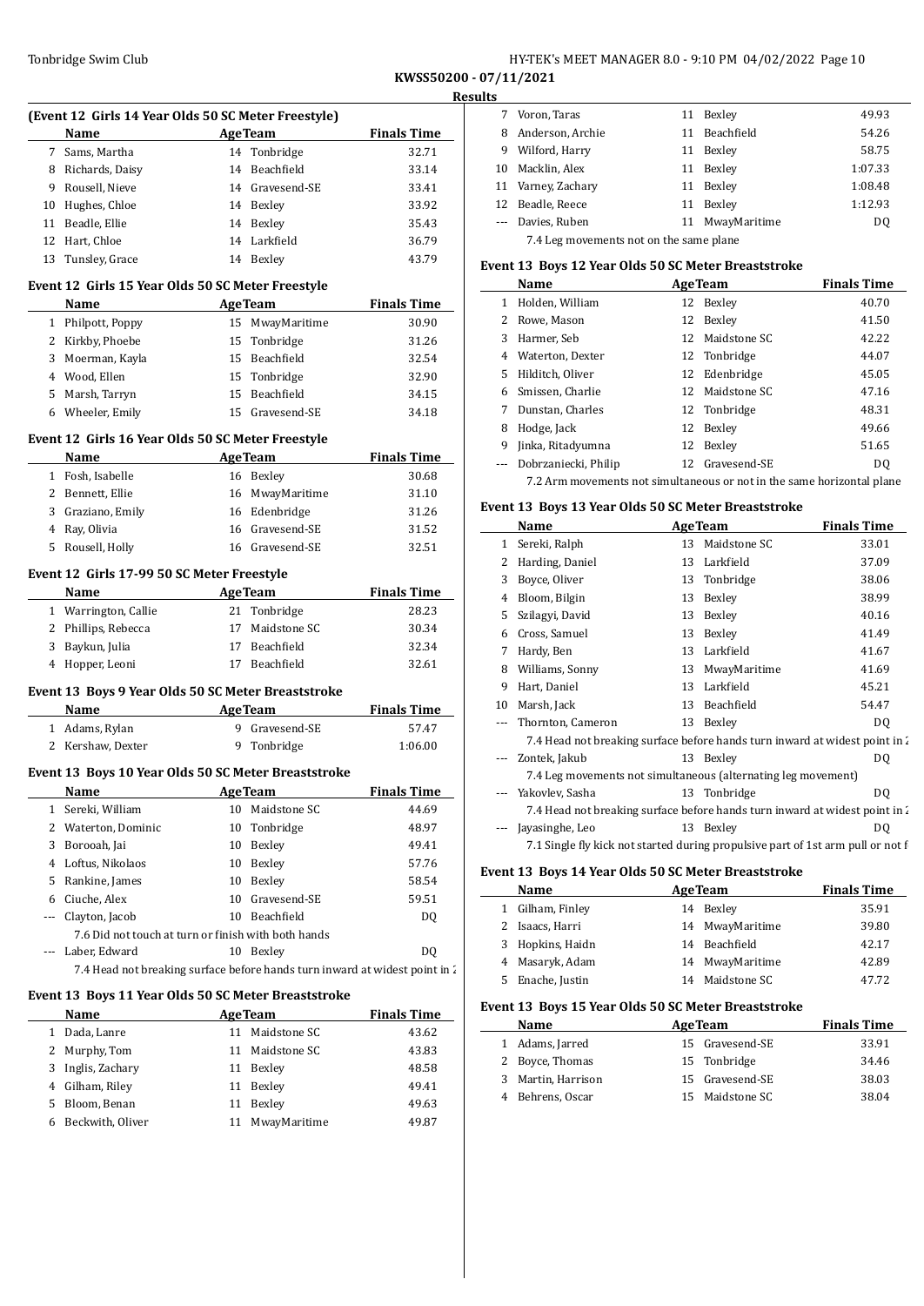**Results**

### (Event 12 Girls 14 Year Olds 50 SC Meter Freestyle)

| | Name | Age | Team | Finals Time |
|---|---|---|---|---|
| 7 | Sams, Martha | 14 | Tonbridge | 32.71 |
| 8 | Richards, Daisy | 14 | Beachfield | 33.14 |
| 9 | Rousell, Nieve | 14 | Gravesend-SE | 33.41 |
| 10 | Hughes, Chloe | 14 | Bexley | 33.92 |
| 11 | Beadle, Ellie | 14 | Bexley | 35.43 |
| 12 | Hart, Chloe | 14 | Larkfield | 36.79 |
| 13 | Tunsley, Grace | 14 | Bexley | 43.79 |

### Event 12 Girls 15 Year Olds 50 SC Meter Freestyle

| | Name | Age | Team | Finals Time |
|---|---|---|---|---|
| 1 | Philpott, Poppy | 15 | MwayMaritime | 30.90 |
| 2 | Kirkby, Phoebe | 15 | Tonbridge | 31.26 |
| 3 | Moerman, Kayla | 15 | Beachfield | 32.54 |
| 4 | Wood, Ellen | 15 | Tonbridge | 32.90 |
| 5 | Marsh, Tarryn | 15 | Beachfield | 34.15 |
| 6 | Wheeler, Emily | 15 | Gravesend-SE | 34.18 |

### Event 12 Girls 16 Year Olds 50 SC Meter Freestyle

| | Name | Age | Team | Finals Time |
|---|---|---|---|---|
| 1 | Fosh, Isabelle | 16 | Bexley | 30.68 |
| 2 | Bennett, Ellie | 16 | MwayMaritime | 31.10 |
| 3 | Graziano, Emily | 16 | Edenbridge | 31.26 |
| 4 | Ray, Olivia | 16 | Gravesend-SE | 31.52 |
| 5 | Rousell, Holly | 16 | Gravesend-SE | 32.51 |

### Event 12 Girls 17-99 50 SC Meter Freestyle

| | Name | Age | Team | Finals Time |
|---|---|---|---|---|
| 1 | Warrington, Callie | 21 | Tonbridge | 28.23 |
| 2 | Phillips, Rebecca | 17 | Maidstone SC | 30.34 |
| 3 | Baykun, Julia | 17 | Beachfield | 32.34 |
| 4 | Hopper, Leoni | 17 | Beachfield | 32.61 |

### Event 13 Boys 9 Year Olds 50 SC Meter Breaststroke

| | Name | Age | Team | Finals Time |
|---|---|---|---|---|
| 1 | Adams, Rylan | 9 | Gravesend-SE | 57.47 |
| 2 | Kershaw, Dexter | 9 | Tonbridge | 1:06.00 |

### Event 13 Boys 10 Year Olds 50 SC Meter Breaststroke

| | Name | Age | Team | Finals Time |
|---|---|---|---|---|
| 1 | Sereki, William | 10 | Maidstone SC | 44.69 |
| 2 | Waterton, Dominic | 10 | Tonbridge | 48.97 |
| 3 | Borooah, Jai | 10 | Bexley | 49.41 |
| 4 | Loftus, Nikolaos | 10 | Bexley | 57.76 |
| 5 | Rankine, James | 10 | Bexley | 58.54 |
| 6 | Ciuche, Alex | 10 | Gravesend-SE | 59.51 |
| --- | Clayton, Jacob | 10 | Beachfield | DQ |
| | 7.6 Did not touch at turn or finish with both hands | | | |
| --- | Laber, Edward | 10 | Bexley | DQ |
| | 7.4 Head not breaking surface before hands turn inward at widest point in 2 | | | |

### Event 13 Boys 11 Year Olds 50 SC Meter Breaststroke

| | Name | Age | Team | Finals Time |
|---|---|---|---|---|
| 1 | Dada, Lanre | 11 | Maidstone SC | 43.62 |
| 2 | Murphy, Tom | 11 | Maidstone SC | 43.83 |
| 3 | Inglis, Zachary | 11 | Bexley | 48.58 |
| 4 | Gilham, Riley | 11 | Bexley | 49.41 |
| 5 | Bloom, Benan | 11 | Bexley | 49.63 |
| 6 | Beckwith, Oliver | 11 | MwayMaritime | 49.87 |
| 7 | Voron, Taras | 11 | Bexley | 49.93 |
| 8 | Anderson, Archie | 11 | Beachfield | 54.26 |
| 9 | Wilford, Harry | 11 | Bexley | 58.75 |
| 10 | Macklin, Alex | 11 | Bexley | 1:07.33 |
| 11 | Varney, Zachary | 11 | Bexley | 1:08.48 |
| 12 | Beadle, Reece | 11 | Bexley | 1:12.93 |
| --- | Davies, Ruben | 11 | MwayMaritime | DQ |
| | 7.4 Leg movements not on the same plane | | | |

### Event 13 Boys 12 Year Olds 50 SC Meter Breaststroke

| | Name | Age | Team | Finals Time |
|---|---|---|---|---|
| 1 | Holden, William | 12 | Bexley | 40.70 |
| 2 | Rowe, Mason | 12 | Bexley | 41.50 |
| 3 | Harmer, Seb | 12 | Maidstone SC | 42.22 |
| 4 | Waterton, Dexter | 12 | Tonbridge | 44.07 |
| 5 | Hilditch, Oliver | 12 | Edenbridge | 45.05 |
| 6 | Smissen, Charlie | 12 | Maidstone SC | 47.16 |
| 7 | Dunstan, Charles | 12 | Tonbridge | 48.31 |
| 8 | Hodge, Jack | 12 | Bexley | 49.66 |
| 9 | Jinka, Ritadyumna | 12 | Bexley | 51.65 |
| --- | Dobrzaniecki, Philip | 12 | Gravesend-SE | DQ |
| | 7.2 Arm movements not simultaneous or not in the same horizontal plane | | | |

### Event 13 Boys 13 Year Olds 50 SC Meter Breaststroke

| | Name | Age | Team | Finals Time |
|---|---|---|---|---|
| 1 | Sereki, Ralph | 13 | Maidstone SC | 33.01 |
| 2 | Harding, Daniel | 13 | Larkfield | 37.09 |
| 3 | Boyce, Oliver | 13 | Tonbridge | 38.06 |
| 4 | Bloom, Bilgin | 13 | Bexley | 38.99 |
| 5 | Szilagyi, David | 13 | Bexley | 40.16 |
| 6 | Cross, Samuel | 13 | Bexley | 41.49 |
| 7 | Hardy, Ben | 13 | Larkfield | 41.67 |
| 8 | Williams, Sonny | 13 | MwayMaritime | 41.69 |
| 9 | Hart, Daniel | 13 | Larkfield | 45.21 |
| 10 | Marsh, Jack | 13 | Beachfield | 54.47 |
| --- | Thornton, Cameron | 13 | Bexley | DQ |
| | 7.4 Head not breaking surface before hands turn inward at widest point in 2 | | | |
| --- | Zontek, Jakub | 13 | Bexley | DQ |
| | 7.4 Leg movements not simultaneous (alternating leg movement) | | | |
| --- | Yakovlev, Sasha | 13 | Tonbridge | DQ |
| | 7.4 Head not breaking surface before hands turn inward at widest point in 2 | | | |
| --- | Jayasinghe, Leo | 13 | Bexley | DQ |
| | 7.1 Single fly kick not started during propulsive part of 1st arm pull or not f | | | |

### Event 13 Boys 14 Year Olds 50 SC Meter Breaststroke

| | Name | Age | Team | Finals Time |
|---|---|---|---|---|
| 1 | Gilham, Finley | 14 | Bexley | 35.91 |
| 2 | Isaacs, Harri | 14 | MwayMaritime | 39.80 |
| 3 | Hopkins, Haidn | 14 | Beachfield | 42.17 |
| 4 | Masaryk, Adam | 14 | MwayMaritime | 42.89 |
| 5 | Enache, Justin | 14 | Maidstone SC | 47.72 |

### Event 13 Boys 15 Year Olds 50 SC Meter Breaststroke

| | Name | Age | Team | Finals Time |
|---|---|---|---|---|
| 1 | Adams, Jarred | 15 | Gravesend-SE | 33.91 |
| 2 | Boyce, Thomas | 15 | Tonbridge | 34.46 |
| 3 | Martin, Harrison | 15 | Gravesend-SE | 38.03 |
| 4 | Behrens, Oscar | 15 | Maidstone SC | 38.04 |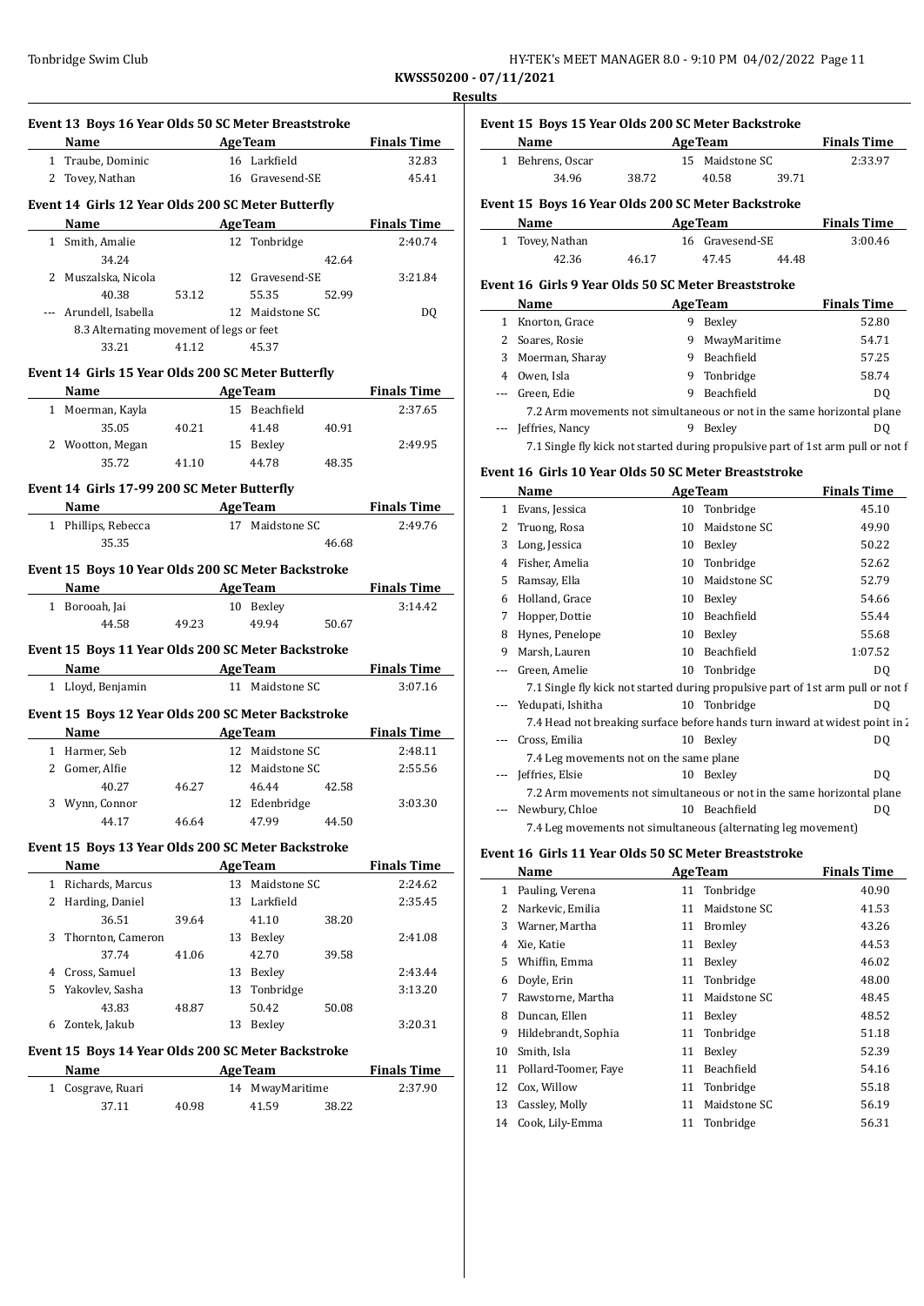**Results**

### Event 13 Boys 16 Year Olds 50 SC Meter Breaststroke

| | Name | Age | Team | Finals Time |
|---|---|---|---|---|
| 1 | Traube, Dominic | 16 | Larkfield | 32.83 |
| 2 | Tovey, Nathan | 16 | Gravesend-SE | 45.41 |

### Event 14 Girls 12 Year Olds 200 SC Meter Butterfly

| | Name | Age | Team | Finals Time |
|---|---|---|---|---|
| 1 | Smith, Amalie | 12 | Tonbridge | 2:40.74 |
| | 34.24 | | 42.64 | |
| 2 | Muszalska, Nicola | 12 | Gravesend-SE | 3:21.84 |
| | 40.38 53.12 | | 55.35 52.99 | |
| --- | Arundell, Isabella | 12 | Maidstone SC | DQ |
| | 8.3 Alternating movement of legs or feet | | | |
| | 33.21 41.12 | | 45.37 | |

### Event 14 Girls 15 Year Olds 200 SC Meter Butterfly

| | Name | Age | Team | Finals Time |
|---|---|---|---|---|
| 1 | Moerman, Kayla | 15 | Beachfield | 2:37.65 |
| | 35.05 40.21 | | 41.48 40.91 | |
| 2 | Wootton, Megan | 15 | Bexley | 2:49.95 |
| | 35.72 41.10 | | 44.78 48.35 | |

### Event 14 Girls 17-99 200 SC Meter Butterfly

| | Name | Age | Team | Finals Time |
|---|---|---|---|---|
| 1 | Phillips, Rebecca | 17 | Maidstone SC | 2:49.76 |
| | 35.35 | | 46.68 | |

### Event 15 Boys 10 Year Olds 200 SC Meter Backstroke

| | Name | Age | Team | Finals Time |
|---|---|---|---|---|
| 1 | Borooah, Jai | 10 | Bexley | 3:14.42 |
| | 44.58 49.23 | | 49.94 50.67 | |

### Event 15 Boys 11 Year Olds 200 SC Meter Backstroke

| | Name | Age | Team | Finals Time |
|---|---|---|---|---|
| 1 | Lloyd, Benjamin | 11 | Maidstone SC | 3:07.16 |

### Event 15 Boys 12 Year Olds 200 SC Meter Backstroke

| | Name | Age | Team | Finals Time |
|---|---|---|---|---|
| 1 | Harmer, Seb | 12 | Maidstone SC | 2:48.11 |
| 2 | Gomer, Alfie | 12 | Maidstone SC | 2:55.56 |
| | 40.27 46.27 | | 46.44 42.58 | |
| 3 | Wynn, Connor | 12 | Edenbridge | 3:03.30 |
| | 44.17 46.64 | | 47.99 44.50 | |

### Event 15 Boys 13 Year Olds 200 SC Meter Backstroke

| | Name | Age | Team | Finals Time |
|---|---|---|---|---|
| 1 | Richards, Marcus | 13 | Maidstone SC | 2:24.62 |
| 2 | Harding, Daniel | 13 | Larkfield | 2:35.45 |
| | 36.51 39.64 | | 41.10 38.20 | |
| 3 | Thornton, Cameron | 13 | Bexley | 2:41.08 |
| | 37.74 41.06 | | 42.70 39.58 | |
| 4 | Cross, Samuel | 13 | Bexley | 2:43.44 |
| 5 | Yakovlev, Sasha | 13 | Tonbridge | 3:13.20 |
| | 43.83 48.87 | | 50.42 50.08 | |
| 6 | Zontek, Jakub | 13 | Bexley | 3:20.31 |

### Event 15 Boys 14 Year Olds 200 SC Meter Backstroke

| | Name | Age | Team | Finals Time |
|---|---|---|---|---|
| 1 | Cosgrave, Ruari | 14 | MwayMaritime | 2:37.90 |
| | 37.11 40.98 | | 41.59 38.22 | |

### Event 15 Boys 15 Year Olds 200 SC Meter Backstroke

| | Name | Age | Team | Finals Time |
|---|---|---|---|---|
| 1 | Behrens, Oscar | 15 | Maidstone SC | 2:33.97 |
| | 34.96 38.72 | | 40.58 39.71 | |

### Event 15 Boys 16 Year Olds 200 SC Meter Backstroke

| | Name | Age | Team | Finals Time |
|---|---|---|---|---|
| 1 | Tovey, Nathan | 16 | Gravesend-SE | 3:00.46 |
| | 42.36 46.17 | | 47.45 44.48 | |

### Event 16 Girls 9 Year Olds 50 SC Meter Breaststroke

| | Name | Age | Team | Finals Time |
|---|---|---|---|---|
| 1 | Knorton, Grace | 9 | Bexley | 52.80 |
| 2 | Soares, Rosie | 9 | MwayMaritime | 54.71 |
| 3 | Moerman, Sharay | 9 | Beachfield | 57.25 |
| 4 | Owen, Isla | 9 | Tonbridge | 58.74 |
| --- | Green, Edie | 9 | Beachfield | DQ |
| | 7.2 Arm movements not simultaneous or not in the same horizontal plane | | | |
| --- | Jeffries, Nancy | 9 | Bexley | DQ |
| | 7.1 Single fly kick not started during propulsive part of 1st arm pull or not f | | | |

### Event 16 Girls 10 Year Olds 50 SC Meter Breaststroke

| | Name | Age | Team | Finals Time |
|---|---|---|---|---|
| 1 | Evans, Jessica | 10 | Tonbridge | 45.10 |
| 2 | Truong, Rosa | 10 | Maidstone SC | 49.90 |
| 3 | Long, Jessica | 10 | Bexley | 50.22 |
| 4 | Fisher, Amelia | 10 | Tonbridge | 52.62 |
| 5 | Ramsay, Ella | 10 | Maidstone SC | 52.79 |
| 6 | Holland, Grace | 10 | Bexley | 54.66 |
| 7 | Hopper, Dottie | 10 | Beachfield | 55.44 |
| 8 | Hynes, Penelope | 10 | Bexley | 55.68 |
| 9 | Marsh, Lauren | 10 | Beachfield | 1:07.52 |
| --- | Green, Amelie | 10 | Tonbridge | DQ |
| | 7.1 Single fly kick not started during propulsive part of 1st arm pull or not f | | | |
| --- | Yedupati, Ishitha | 10 | Tonbridge | DQ |
| | 7.4 Head not breaking surface before hands turn inward at widest point in 2 | | | |
| --- | Cross, Emilia | 10 | Bexley | DQ |
| | 7.4 Leg movements not on the same plane | | | |
| --- | Jeffries, Elsie | 10 | Bexley | DQ |
| | 7.2 Arm movements not simultaneous or not in the same horizontal plane | | | |
| --- | Newbury, Chloe | 10 | Beachfield | DQ |
| | 7.4 Leg movements not simultaneous (alternating leg movement) | | | |

### Event 16 Girls 11 Year Olds 50 SC Meter Breaststroke

| | Name | Age | Team | Finals Time |
|---|---|---|---|---|
| 1 | Pauling, Verena | 11 | Tonbridge | 40.90 |
| 2 | Narkevic, Emilia | 11 | Maidstone SC | 41.53 |
| 3 | Warner, Martha | 11 | Bromley | 43.26 |
| 4 | Xie, Katie | 11 | Bexley | 44.53 |
| 5 | Whiffin, Emma | 11 | Bexley | 46.02 |
| 6 | Doyle, Erin | 11 | Tonbridge | 48.00 |
| 7 | Rawstorne, Martha | 11 | Maidstone SC | 48.45 |
| 8 | Duncan, Ellen | 11 | Bexley | 48.52 |
| 9 | Hildebrandt, Sophia | 11 | Tonbridge | 51.18 |
| 10 | Smith, Isla | 11 | Bexley | 52.39 |
| 11 | Pollard-Toomer, Faye | 11 | Beachfield | 54.16 |
| 12 | Cox, Willow | 11 | Tonbridge | 55.18 |
| 13 | Cassley, Molly | 11 | Maidstone SC | 56.19 |
| 14 | Cook, Lily-Emma | 11 | Tonbridge | 56.31 |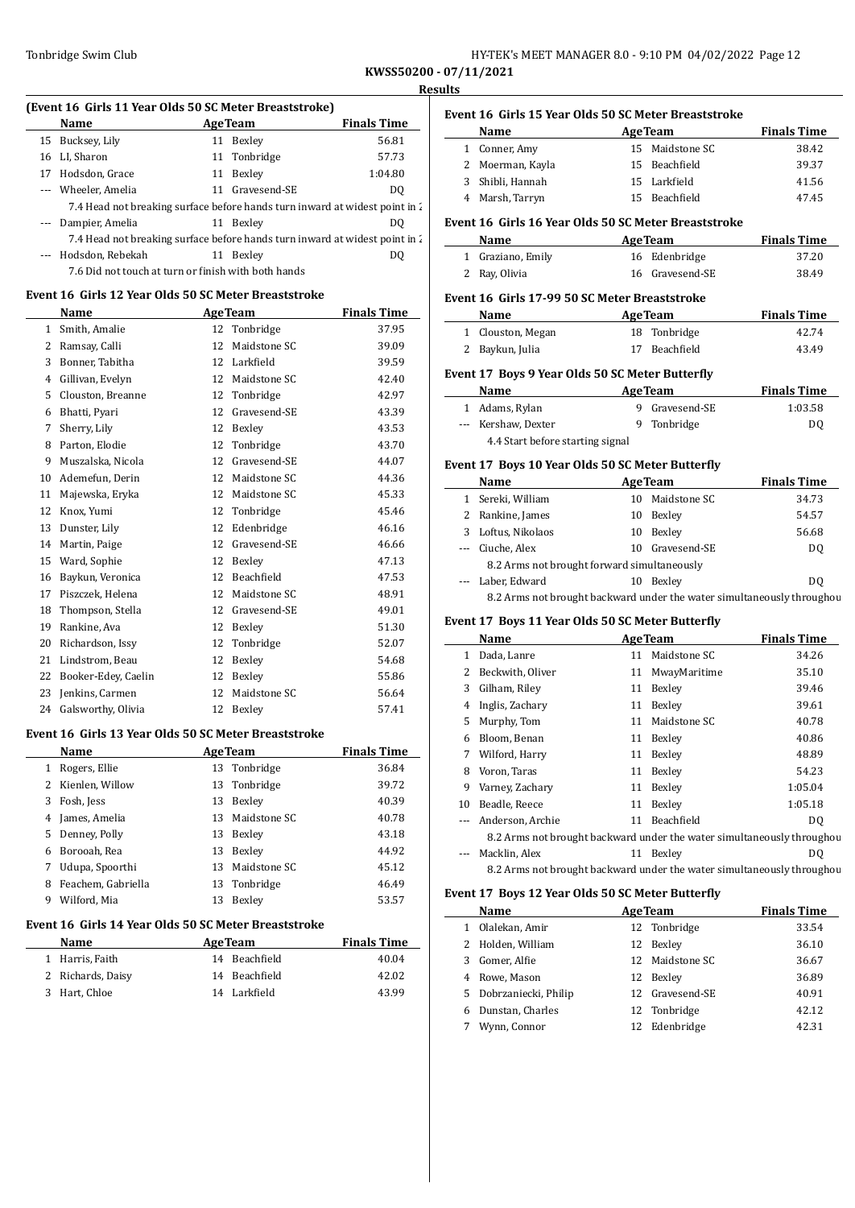**KWSS50200 - 07/11/2021**

**Results**

### (Event 16 Girls 11 Year Olds 50 SC Meter Breaststroke)

| | Name | Age | Team | Finals Time |
|---|---|---|---|---|
| 15 | Bucksey, Lily | 11 | Bexley | 56.81 |
| 16 | LI, Sharon | 11 | Tonbridge | 57.73 |
| 17 | Hodsdon, Grace | 11 | Bexley | 1:04.80 |
| --- | Wheeler, Amelia | 11 | Gravesend-SE | DQ |
| | 7.4 Head not breaking surface before hands turn inward at widest point in 2 | | | |
| --- | Dampier, Amelia | 11 | Bexley | DQ |
| | 7.4 Head not breaking surface before hands turn inward at widest point in 2 | | | |
| --- | Hodsdon, Rebekah | 11 | Bexley | DQ |
| | 7.6 Did not touch at turn or finish with both hands | | | |

### Event 16 Girls 12 Year Olds 50 SC Meter Breaststroke

| | Name | Age | Team | Finals Time |
|---|---|---|---|---|
| 1 | Smith, Amalie | 12 | Tonbridge | 37.95 |
| 2 | Ramsay, Calli | 12 | Maidstone SC | 39.09 |
| 3 | Bonner, Tabitha | 12 | Larkfield | 39.59 |
| 4 | Gillivan, Evelyn | 12 | Maidstone SC | 42.40 |
| 5 | Clouston, Breanne | 12 | Tonbridge | 42.97 |
| 6 | Bhatti, Pyari | 12 | Gravesend-SE | 43.39 |
| 7 | Sherry, Lily | 12 | Bexley | 43.53 |
| 8 | Parton, Elodie | 12 | Tonbridge | 43.70 |
| 9 | Muszalska, Nicola | 12 | Gravesend-SE | 44.07 |
| 10 | Ademefun, Derin | 12 | Maidstone SC | 44.36 |
| 11 | Majewska, Eryka | 12 | Maidstone SC | 45.33 |
| 12 | Knox, Yumi | 12 | Tonbridge | 45.46 |
| 13 | Dunster, Lily | 12 | Edenbridge | 46.16 |
| 14 | Martin, Paige | 12 | Gravesend-SE | 46.66 |
| 15 | Ward, Sophie | 12 | Bexley | 47.13 |
| 16 | Baykun, Veronica | 12 | Beachfield | 47.53 |
| 17 | Piszczek, Helena | 12 | Maidstone SC | 48.91 |
| 18 | Thompson, Stella | 12 | Gravesend-SE | 49.01 |
| 19 | Rankine, Ava | 12 | Bexley | 51.30 |
| 20 | Richardson, Issy | 12 | Tonbridge | 52.07 |
| 21 | Lindstrom, Beau | 12 | Bexley | 54.68 |
| 22 | Booker-Edey, Caelin | 12 | Bexley | 55.86 |
| 23 | Jenkins, Carmen | 12 | Maidstone SC | 56.64 |
| 24 | Galsworthy, Olivia | 12 | Bexley | 57.41 |

### Event 16 Girls 13 Year Olds 50 SC Meter Breaststroke

| | Name | Age | Team | Finals Time |
|---|---|---|---|---|
| 1 | Rogers, Ellie | 13 | Tonbridge | 36.84 |
| 2 | Kienlen, Willow | 13 | Tonbridge | 39.72 |
| 3 | Fosh, Jess | 13 | Bexley | 40.39 |
| 4 | James, Amelia | 13 | Maidstone SC | 40.78 |
| 5 | Denney, Polly | 13 | Bexley | 43.18 |
| 6 | Borooah, Rea | 13 | Bexley | 44.92 |
| 7 | Udupa, Spoorthi | 13 | Maidstone SC | 45.12 |
| 8 | Feachem, Gabriella | 13 | Tonbridge | 46.49 |
| 9 | Wilford, Mia | 13 | Bexley | 53.57 |

### Event 16 Girls 14 Year Olds 50 SC Meter Breaststroke

| | Name | Age | Team | Finals Time |
|---|---|---|---|---|
| 1 | Harris, Faith | 14 | Beachfield | 40.04 |
| 2 | Richards, Daisy | 14 | Beachfield | 42.02 |
| 3 | Hart, Chloe | 14 | Larkfield | 43.99 |

### Event 16 Girls 15 Year Olds 50 SC Meter Breaststroke

| | Name | Age | Team | Finals Time |
|---|---|---|---|---|
| 1 | Conner, Amy | 15 | Maidstone SC | 38.42 |
| 2 | Moerman, Kayla | 15 | Beachfield | 39.37 |
| 3 | Shibli, Hannah | 15 | Larkfield | 41.56 |
| 4 | Marsh, Tarryn | 15 | Beachfield | 47.45 |

### Event 16 Girls 16 Year Olds 50 SC Meter Breaststroke

| | Name | Age | Team | Finals Time |
|---|---|---|---|---|
| 1 | Graziano, Emily | 16 | Edenbridge | 37.20 |
| 2 | Ray, Olivia | 16 | Gravesend-SE | 38.49 |

### Event 16 Girls 17-99 50 SC Meter Breaststroke

| | Name | Age | Team | Finals Time |
|---|---|---|---|---|
| 1 | Clouston, Megan | 18 | Tonbridge | 42.74 |
| 2 | Baykun, Julia | 17 | Beachfield | 43.49 |

### Event 17 Boys 9 Year Olds 50 SC Meter Butterfly

| | Name | Age | Team | Finals Time |
|---|---|---|---|---|
| 1 | Adams, Rylan | 9 | Gravesend-SE | 1:03.58 |
| --- | Kershaw, Dexter | 9 | Tonbridge | DQ |
| | 4.4 Start before starting signal | | | |

### Event 17 Boys 10 Year Olds 50 SC Meter Butterfly

| | Name | Age | Team | Finals Time |
|---|---|---|---|---|
| 1 | Sereki, William | 10 | Maidstone SC | 34.73 |
| 2 | Rankine, James | 10 | Bexley | 54.57 |
| 3 | Loftus, Nikolaos | 10 | Bexley | 56.68 |
| --- | Ciuche, Alex | 10 | Gravesend-SE | DQ |
| | 8.2 Arms not brought forward simultaneously | | | |
| --- | Laber, Edward | 10 | Bexley | DQ |
| | 8.2 Arms not brought backward under the water simultaneously throughou | | | |

### Event 17 Boys 11 Year Olds 50 SC Meter Butterfly

| | Name | Age | Team | Finals Time |
|---|---|---|---|---|
| 1 | Dada, Lanre | 11 | Maidstone SC | 34.26 |
| 2 | Beckwith, Oliver | 11 | MwayMaritime | 35.10 |
| 3 | Gilham, Riley | 11 | Bexley | 39.46 |
| 4 | Inglis, Zachary | 11 | Bexley | 39.61 |
| 5 | Murphy, Tom | 11 | Maidstone SC | 40.78 |
| 6 | Bloom, Benan | 11 | Bexley | 40.86 |
| 7 | Wilford, Harry | 11 | Bexley | 48.89 |
| 8 | Voron, Taras | 11 | Bexley | 54.23 |
| 9 | Varney, Zachary | 11 | Bexley | 1:05.04 |
| 10 | Beadle, Reece | 11 | Bexley | 1:05.18 |
| --- | Anderson, Archie | 11 | Beachfield | DQ |
| | 8.2 Arms not brought backward under the water simultaneously throughou | | | |
| --- | Macklin, Alex | 11 | Bexley | DQ |
| | 8.2 Arms not brought backward under the water simultaneously throughou | | | |

### Event 17 Boys 12 Year Olds 50 SC Meter Butterfly

| | Name | Age | Team | Finals Time |
|---|---|---|---|---|
| 1 | Olalekan, Amir | 12 | Tonbridge | 33.54 |
| 2 | Holden, William | 12 | Bexley | 36.10 |
| 3 | Gomer, Alfie | 12 | Maidstone SC | 36.67 |
| 4 | Rowe, Mason | 12 | Bexley | 36.89 |
| 5 | Dobrzaniecki, Philip | 12 | Gravesend-SE | 40.91 |
| 6 | Dunstan, Charles | 12 | Tonbridge | 42.12 |
| 7 | Wynn, Connor | 12 | Edenbridge | 42.31 |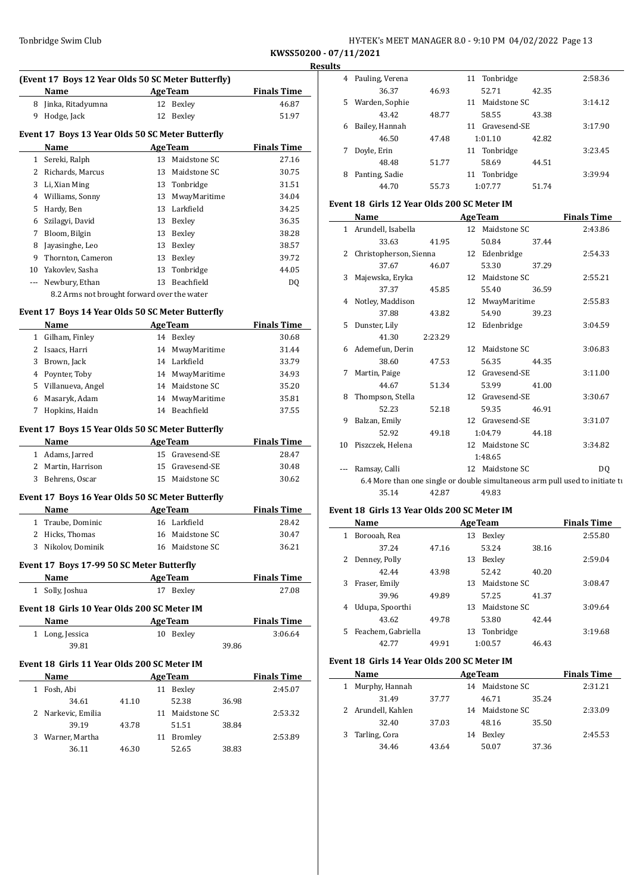**KWSS50200 - 07/11/2021**

**Results**

### (Event 17 Boys 12 Year Olds 50 SC Meter Butterfly)

| | Name | Age | Team | Finals Time |
|---|---|---|---|---|
| 8 | Jinka, Ritadyumna | 12 | Bexley | 46.87 |
| 9 | Hodge, Jack | 12 | Bexley | 51.97 |

### Event 17 Boys 13 Year Olds 50 SC Meter Butterfly

| | Name | Age | Team | Finals Time |
|---|---|---|---|---|
| 1 | Sereki, Ralph | 13 | Maidstone SC | 27.16 |
| 2 | Richards, Marcus | 13 | Maidstone SC | 30.75 |
| 3 | Li, Xian Ming | 13 | Tonbridge | 31.51 |
| 4 | Williams, Sonny | 13 | MwayMaritime | 34.04 |
| 5 | Hardy, Ben | 13 | Larkfield | 34.25 |
| 6 | Szilagyi, David | 13 | Bexley | 36.35 |
| 7 | Bloom, Bilgin | 13 | Bexley | 38.28 |
| 8 | Jayasinghe, Leo | 13 | Bexley | 38.57 |
| 9 | Thornton, Cameron | 13 | Bexley | 39.72 |
| 10 | Yakovlev, Sasha | 13 | Tonbridge | 44.05 |
| --- | Newbury, Ethan | 13 | Beachfield | DQ |

8.2 Arms not brought forward over the water

### Event 17 Boys 14 Year Olds 50 SC Meter Butterfly

| | Name | Age | Team | Finals Time |
|---|---|---|---|---|
| 1 | Gilham, Finley | 14 | Bexley | 30.68 |
| 2 | Isaacs, Harri | 14 | MwayMaritime | 31.44 |
| 3 | Brown, Jack | 14 | Larkfield | 33.79 |
| 4 | Poynter, Toby | 14 | MwayMaritime | 34.93 |
| 5 | Villanueva, Angel | 14 | Maidstone SC | 35.20 |
| 6 | Masaryk, Adam | 14 | MwayMaritime | 35.81 |
| 7 | Hopkins, Haidn | 14 | Beachfield | 37.55 |

### Event 17 Boys 15 Year Olds 50 SC Meter Butterfly

| | Name | Age | Team | Finals Time |
|---|---|---|---|---|
| 1 | Adams, Jarred | 15 | Gravesend-SE | 28.47 |
| 2 | Martin, Harrison | 15 | Gravesend-SE | 30.48 |
| 3 | Behrens, Oscar | 15 | Maidstone SC | 30.62 |

### Event 17 Boys 16 Year Olds 50 SC Meter Butterfly

| | Name | Age | Team | Finals Time |
|---|---|---|---|---|
| 1 | Traube, Dominic | 16 | Larkfield | 28.42 |
| 2 | Hicks, Thomas | 16 | Maidstone SC | 30.47 |
| 3 | Nikolov, Dominik | 16 | Maidstone SC | 36.21 |

### Event 17 Boys 17-99 50 SC Meter Butterfly

| | Name | Age | Team | Finals Time |
|---|---|---|---|---|
| 1 | Solly, Joshua | 17 | Bexley | 27.08 |

### Event 18 Girls 10 Year Olds 200 SC Meter IM

| | Name | Age | Team | Finals Time |
|---|---|---|---|---|
| 1 | Long, Jessica | 10 | Bexley | 3:06.64 |
| | 39.81 | | 39.86 | |

### Event 18 Girls 11 Year Olds 200 SC Meter IM

| | Name | Age | Team | Finals Time |
|---|---|---|---|---|
| 1 | Fosh, Abi | 11 | Bexley | 2:45.07 |
| | 34.61 41.10 | | 52.38 36.98 | |
| 2 | Narkevic, Emilia | 11 | Maidstone SC | 2:53.32 |
| | 39.19 43.78 | | 51.51 38.84 | |
| 3 | Warner, Martha | 11 | Bromley | 2:53.89 |
| | 36.11 46.30 | | 52.65 38.83 | |
| 4 | Pauling, Verena | 11 | Tonbridge | 2:58.36 |
| | 36.37 46.93 | | 52.71 42.35 | |
| 5 | Warden, Sophie | 11 | Maidstone SC | 3:14.12 |
| | 43.42 48.77 | | 58.55 43.38 | |
| 6 | Bailey, Hannah | 11 | Gravesend-SE | 3:17.90 |
| | 46.50 47.48 | | 1:01.10 42.82 | |
| 7 | Doyle, Erin | 11 | Tonbridge | 3:23.45 |
| | 48.48 51.77 | | 58.69 44.51 | |
| 8 | Panting, Sadie | 11 | Tonbridge | 3:39.94 |
| | 44.70 55.73 | | 1:07.77 51.74 | |

### Event 18 Girls 12 Year Olds 200 SC Meter IM

| | Name | Age | Team | Finals Time |
|---|---|---|---|---|
| 1 | Arundell, Isabella | 12 | Maidstone SC | 2:43.86 |
| | 33.63 41.95 | | 50.84 37.44 | |
| 2 | Christopherson, Sienna | 12 | Edenbridge | 2:54.33 |
| | 37.67 46.07 | | 53.30 37.29 | |
| 3 | Majewska, Eryka | 12 | Maidstone SC | 2:55.21 |
| | 37.37 45.85 | | 55.40 36.59 | |
| 4 | Notley, Maddison | 12 | MwayMaritime | 2:55.83 |
| | 37.88 43.82 | | 54.90 39.23 | |
| 5 | Dunster, Lily | 12 | Edenbridge | 3:04.59 |
| | 41.30 2:23.29 | | | |
| 6 | Ademefun, Derin | 12 | Maidstone SC | 3:06.83 |
| | 38.60 47.53 | | 56.35 44.35 | |
| 7 | Martin, Paige | 12 | Gravesend-SE | 3:11.00 |
| | 44.67 51.34 | | 53.99 41.00 | |
| 8 | Thompson, Stella | 12 | Gravesend-SE | 3:30.67 |
| | 52.23 52.18 | | 59.35 46.91 | |
| 9 | Balzan, Emily | 12 | Gravesend-SE | 3:31.07 |
| | 52.92 49.18 | | 1:04.79 44.18 | |
| 10 | Piszczek, Helena | 12 | Maidstone SC | 3:34.82 |
| | | | 1:48.65 | |
| --- | Ramsay, Calli | 12 | Maidstone SC | DQ |

6.4 More than one single or double simultaneous arm pull used to initiate t

35.14 42.87 49.83

### Event 18 Girls 13 Year Olds 200 SC Meter IM

| | Name | Age | Team | Finals Time |
|---|---|---|---|---|
| 1 | Borooah, Rea | 13 | Bexley | 2:55.80 |
| | 37.24 47.16 | | 53.24 38.16 | |
| 2 | Denney, Polly | 13 | Bexley | 2:59.04 |
| | 42.44 43.98 | | 52.42 40.20 | |
| 3 | Fraser, Emily | 13 | Maidstone SC | 3:08.47 |
| | 39.96 49.89 | | 57.25 41.37 | |
| 4 | Udupa, Spoorthi | 13 | Maidstone SC | 3:09.64 |
| | 43.62 49.78 | | 53.80 42.44 | |
| 5 | Feachem, Gabriella | 13 | Tonbridge | 3:19.68 |
| | 42.77 49.91 | | 1:00.57 46.43 | |

### Event 18 Girls 14 Year Olds 200 SC Meter IM

| | Name | Age | Team | Finals Time |
|---|---|---|---|---|
| 1 | Murphy, Hannah | 14 | Maidstone SC | 2:31.21 |
| | 31.49 37.77 | | 46.71 35.24 | |
| 2 | Arundell, Kahlen | 14 | Maidstone SC | 2:33.09 |
| | 32.40 37.03 | | 48.16 35.50 | |
| 3 | Tarling, Cora | 14 | Bexley | 2:45.53 |
| | 34.46 43.64 | | 50.07 37.36 | |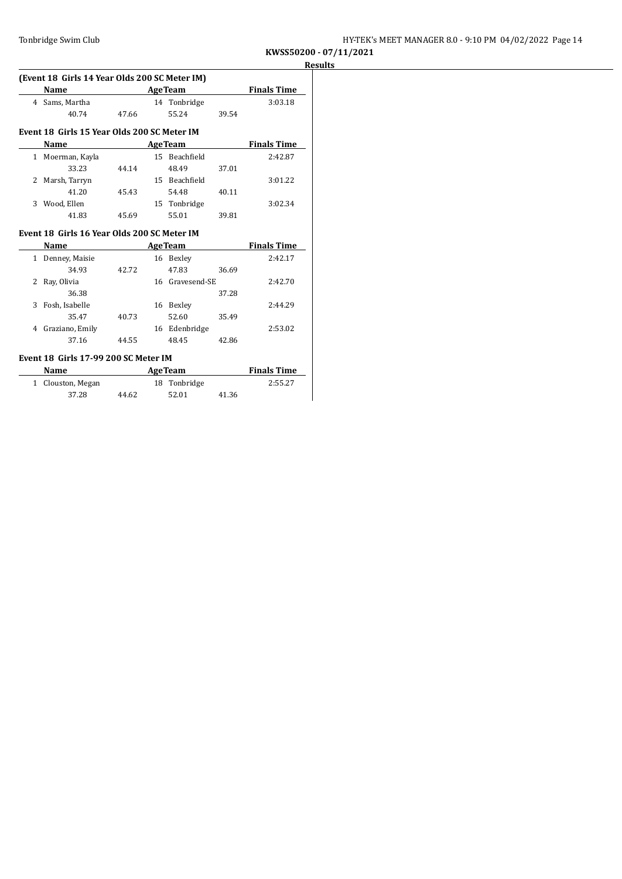**KWSS50200 - 07/11/2021**

**Results**

**(Event 18 Girls 14 Year Olds 200 SC Meter IM)**

| | Name | | Age | Team | | Finals Time |
|---|---|---|---|---|---|---|
| 4 | Sams, Martha | | 14 | Tonbridge | | 3:03.18 |
| | 40.74 | 47.66 | | 55.24 | 39.54 | |

**Event 18 Girls 15 Year Olds 200 SC Meter IM**

| | Name | | Age | Team | | Finals Time |
|---|---|---|---|---|---|---|
| 1 | Moerman, Kayla | | 15 | Beachfield | | 2:42.87 |
| | 33.23 | 44.14 | | 48.49 | 37.01 | |
| 2 | Marsh, Tarryn | | 15 | Beachfield | | 3:01.22 |
| | 41.20 | 45.43 | | 54.48 | 40.11 | |
| 3 | Wood, Ellen | | 15 | Tonbridge | | 3:02.34 |
| | 41.83 | 45.69 | | 55.01 | 39.81 | |

**Event 18 Girls 16 Year Olds 200 SC Meter IM**

| | Name | | Age | Team | | Finals Time |
|---|---|---|---|---|---|---|
| 1 | Denney, Maisie | | 16 | Bexley | | 2:42.17 |
| | 34.93 | 42.72 | | 47.83 | 36.69 | |
| 2 | Ray, Olivia | | 16 | Gravesend-SE | | 2:42.70 |
| | 36.38 | | | | 37.28 | |
| 3 | Fosh, Isabelle | | 16 | Bexley | | 2:44.29 |
| | 35.47 | 40.73 | | 52.60 | 35.49 | |
| 4 | Graziano, Emily | | 16 | Edenbridge | | 2:53.02 |
| | 37.16 | 44.55 | | 48.45 | 42.86 | |

**Event 18 Girls 17-99 200 SC Meter IM**

| | Name | | Age | Team | | Finals Time |
|---|---|---|---|---|---|---|
| 1 | Clouston, Megan | | 18 | Tonbridge | | 2:55.27 |
| | 37.28 | 44.62 | | 52.01 | 41.36 | |